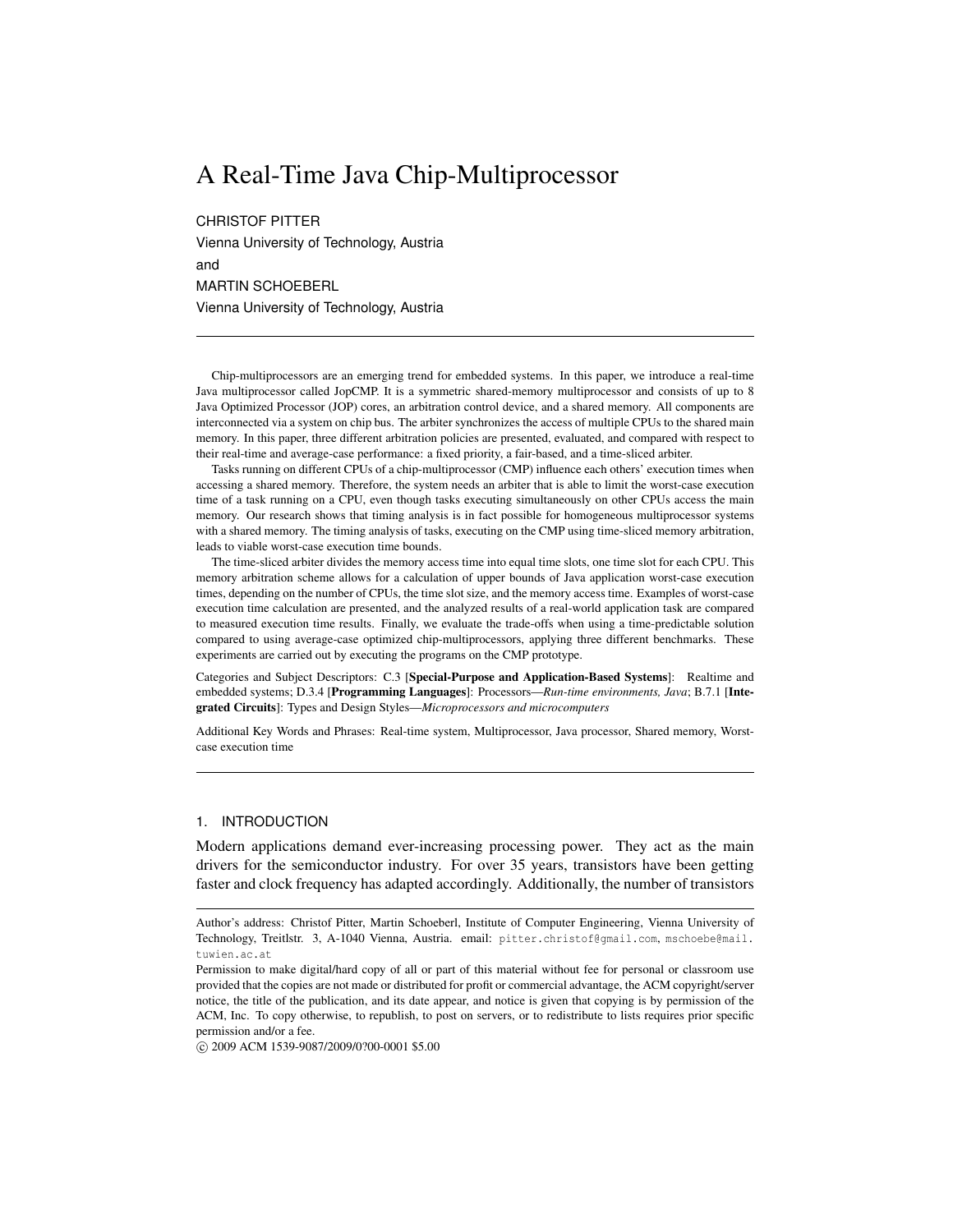# A Real-Time Java Chip-Multiprocessor

CHRISTOF PITTER
Vienna University of Technology, Austria
and
MARTIN SCHOEBERL
Vienna University of Technology, Austria

---

Chip-multiprocessors are an emerging trend for embedded systems. In this paper, we introduce a real-time Java multiprocessor called JopCMP. It is a symmetric shared-memory multiprocessor and consists of up to 8 Java Optimized Processor (JOP) cores, an arbitration control device, and a shared memory. All components are interconnected via a system on chip bus. The arbiter synchronizes the access of multiple CPUs to the shared main memory. In this paper, three different arbitration policies are presented, evaluated, and compared with respect to their real-time and average-case performance: a fixed priority, a fair-based, and a time-sliced arbiter.

Tasks running on different CPUs of a chip-multiprocessor (CMP) influence each others' execution times when accessing a shared memory. Therefore, the system needs an arbiter that is able to limit the worst-case execution time of a task running on a CPU, even though tasks executing simultaneously on other CPUs access the main memory. Our research shows that timing analysis is in fact possible for homogeneous multiprocessor systems with a shared memory. The timing analysis of tasks, executing on the CMP using time-sliced memory arbitration, leads to viable worst-case execution time bounds.

The time-sliced arbiter divides the memory access time into equal time slots, one time slot for each CPU. This memory arbitration scheme allows for a calculation of upper bounds of Java application worst-case execution times, depending on the number of CPUs, the time slot size, and the memory access time. Examples of worst-case execution time calculation are presented, and the analyzed results of a real-world application task are compared to measured execution time results. Finally, we evaluate the trade-offs when using a time-predictable solution compared to using average-case optimized chip-multiprocessors, applying three different benchmarks. These experiments are carried out by executing the programs on the CMP prototype.

Categories and Subject Descriptors: C.3 [**Special-Purpose and Application-Based Systems**]: Realtime and embedded systems; D.3.4 [**Programming Languages**]: Processors—*Run-time environments, Java*; B.7.1 [**Integrated Circuits**]: Types and Design Styles—*Microprocessors and microcomputers*

Additional Key Words and Phrases: Real-time system, Multiprocessor, Java processor, Shared memory, Worst-case execution time

---

## 1. INTRODUCTION

Modern applications demand ever-increasing processing power. They act as the main drivers for the semiconductor industry. For over 35 years, transistors have been getting faster and clock frequency has adapted accordingly. Additionally, the number of transistors

---

Author's address: Christof Pitter, Martin Schoeberl, Institute of Computer Engineering, Vienna University of Technology, Treitlstr. 3, A-1040 Vienna, Austria. email: pitter.christof@gmail.com, mschoebe@mail.tuwien.ac.at

Permission to make digital/hard copy of all or part of this material without fee for personal or classroom use provided that the copies are not made or distributed for profit or commercial advantage, the ACM copyright/server notice, the title of the publication, and its date appear, and notice is given that copying is by permission of the ACM, Inc. To copy otherwise, to republish, to post on servers, or to redistribute to lists requires prior specific permission and/or a fee.

© 2009 ACM 1539-9087/2009/0?00-0001 $5.00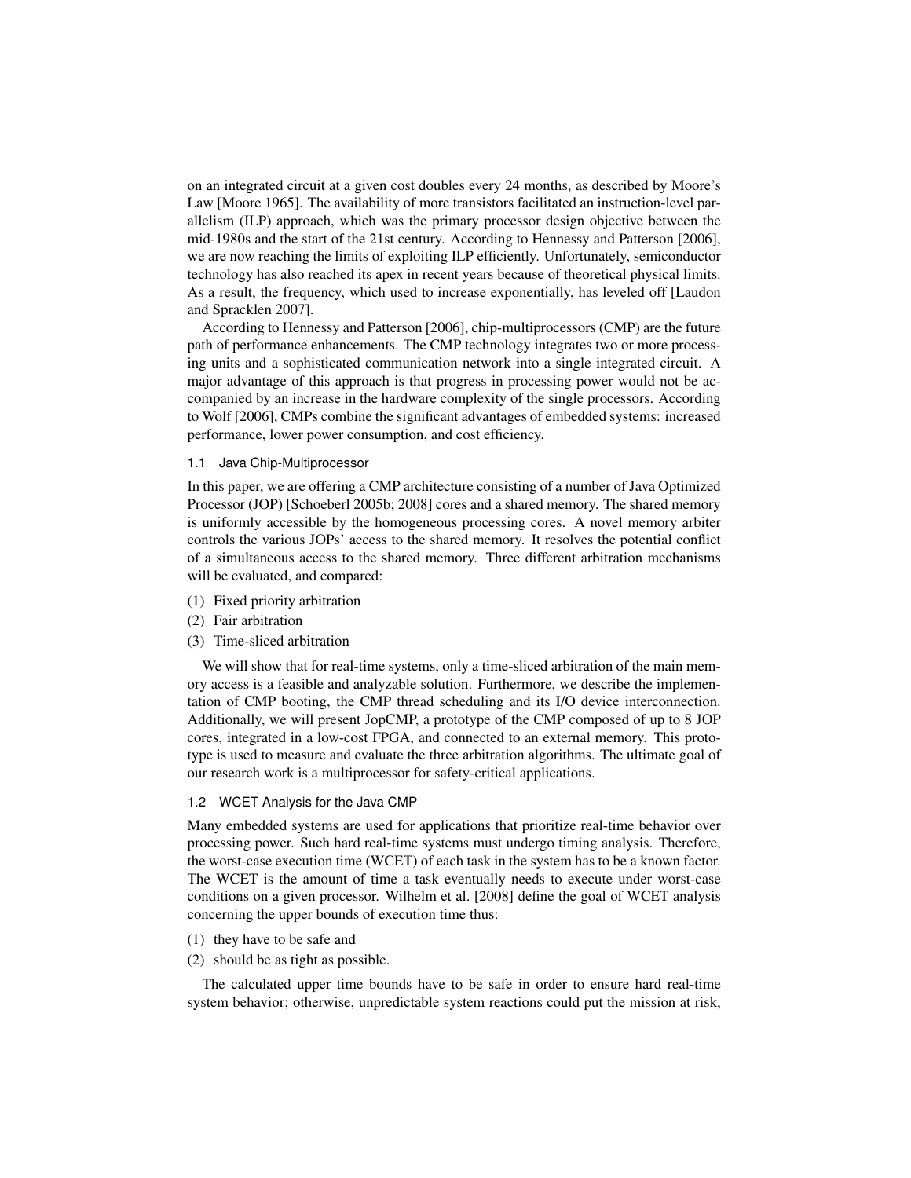on an integrated circuit at a given cost doubles every 24 months, as described by Moore's Law [Moore 1965]. The availability of more transistors facilitated an instruction-level parallelism (ILP) approach, which was the primary processor design objective between the mid-1980s and the start of the 21st century. According to Hennessy and Patterson [2006], we are now reaching the limits of exploiting ILP efficiently. Unfortunately, semiconductor technology has also reached its apex in recent years because of theoretical physical limits. As a result, the frequency, which used to increase exponentially, has leveled off [Laudon and Spracklen 2007].

According to Hennessy and Patterson [2006], chip-multiprocessors (CMP) are the future path of performance enhancements. The CMP technology integrates two or more processing units and a sophisticated communication network into a single integrated circuit. A major advantage of this approach is that progress in processing power would not be accompanied by an increase in the hardware complexity of the single processors. According to Wolf [2006], CMPs combine the significant advantages of embedded systems: increased performance, lower power consumption, and cost efficiency.

### 1.1 Java Chip-Multiprocessor

In this paper, we are offering a CMP architecture consisting of a number of Java Optimized Processor (JOP) [Schoeberl 2005b; 2008] cores and a shared memory. The shared memory is uniformly accessible by the homogeneous processing cores. A novel memory arbiter controls the various JOPs' access to the shared memory. It resolves the potential conflict of a simultaneous access to the shared memory. Three different arbitration mechanisms will be evaluated, and compared:

(1) Fixed priority arbitration
(2) Fair arbitration
(3) Time-sliced arbitration

We will show that for real-time systems, only a time-sliced arbitration of the main memory access is a feasible and analyzable solution. Furthermore, we describe the implementation of CMP booting, the CMP thread scheduling and its I/O device interconnection. Additionally, we will present JopCMP, a prototype of the CMP composed of up to 8 JOP cores, integrated in a low-cost FPGA, and connected to an external memory. This prototype is used to measure and evaluate the three arbitration algorithms. The ultimate goal of our research work is a multiprocessor for safety-critical applications.

### 1.2 WCET Analysis for the Java CMP

Many embedded systems are used for applications that prioritize real-time behavior over processing power. Such hard real-time systems must undergo timing analysis. Therefore, the worst-case execution time (WCET) of each task in the system has to be a known factor. The WCET is the amount of time a task eventually needs to execute under worst-case conditions on a given processor. Wilhelm et al. [2008] define the goal of WCET analysis concerning the upper bounds of execution time thus:

(1) they have to be safe and
(2) should be as tight as possible.

The calculated upper time bounds have to be safe in order to ensure hard real-time system behavior; otherwise, unpredictable system reactions could put the mission at risk,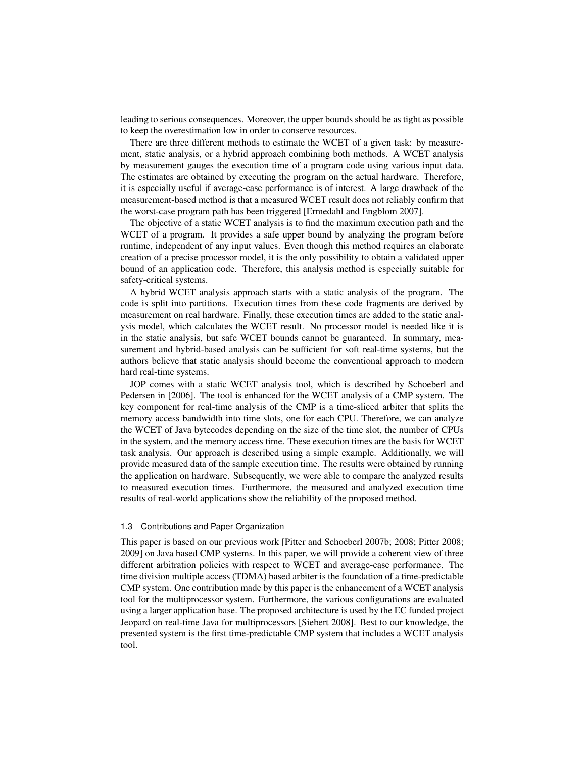leading to serious consequences. Moreover, the upper bounds should be as tight as possible to keep the overestimation low in order to conserve resources.

There are three different methods to estimate the WCET of a given task: by measurement, static analysis, or a hybrid approach combining both methods. A WCET analysis by measurement gauges the execution time of a program code using various input data. The estimates are obtained by executing the program on the actual hardware. Therefore, it is especially useful if average-case performance is of interest. A large drawback of the measurement-based method is that a measured WCET result does not reliably confirm that the worst-case program path has been triggered [Ermedahl and Engblom 2007].

The objective of a static WCET analysis is to find the maximum execution path and the WCET of a program. It provides a safe upper bound by analyzing the program before runtime, independent of any input values. Even though this method requires an elaborate creation of a precise processor model, it is the only possibility to obtain a validated upper bound of an application code. Therefore, this analysis method is especially suitable for safety-critical systems.

A hybrid WCET analysis approach starts with a static analysis of the program. The code is split into partitions. Execution times from these code fragments are derived by measurement on real hardware. Finally, these execution times are added to the static analysis model, which calculates the WCET result. No processor model is needed like it is in the static analysis, but safe WCET bounds cannot be guaranteed. In summary, measurement and hybrid-based analysis can be sufficient for soft real-time systems, but the authors believe that static analysis should become the conventional approach to modern hard real-time systems.

JOP comes with a static WCET analysis tool, which is described by Schoeberl and Pedersen in [2006]. The tool is enhanced for the WCET analysis of a CMP system. The key component for real-time analysis of the CMP is a time-sliced arbiter that splits the memory access bandwidth into time slots, one for each CPU. Therefore, we can analyze the WCET of Java bytecodes depending on the size of the time slot, the number of CPUs in the system, and the memory access time. These execution times are the basis for WCET task analysis. Our approach is described using a simple example. Additionally, we will provide measured data of the sample execution time. The results were obtained by running the application on hardware. Subsequently, we were able to compare the analyzed results to measured execution times. Furthermore, the measured and analyzed execution time results of real-world applications show the reliability of the proposed method.

### 1.3 Contributions and Paper Organization

This paper is based on our previous work [Pitter and Schoeberl 2007b; 2008; Pitter 2008; 2009] on Java based CMP systems. In this paper, we will provide a coherent view of three different arbitration policies with respect to WCET and average-case performance. The time division multiple access (TDMA) based arbiter is the foundation of a time-predictable CMP system. One contribution made by this paper is the enhancement of a WCET analysis tool for the multiprocessor system. Furthermore, the various configurations are evaluated using a larger application base. The proposed architecture is used by the EC funded project Jeopard on real-time Java for multiprocessors [Siebert 2008]. Best to our knowledge, the presented system is the first time-predictable CMP system that includes a WCET analysis tool.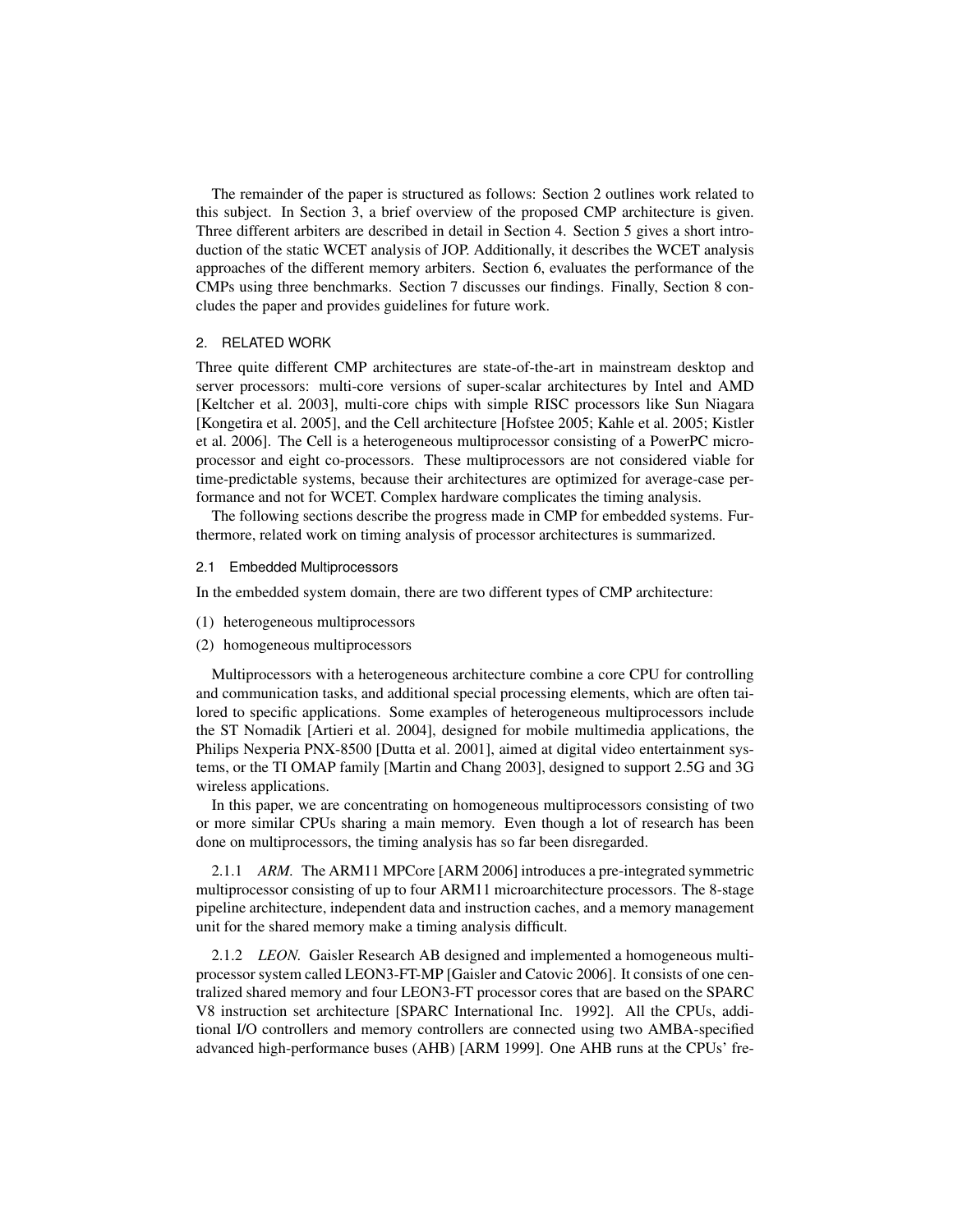The remainder of the paper is structured as follows: Section 2 outlines work related to this subject. In Section 3, a brief overview of the proposed CMP architecture is given. Three different arbiters are described in detail in Section 4. Section 5 gives a short introduction of the static WCET analysis of JOP. Additionally, it describes the WCET analysis approaches of the different memory arbiters. Section 6, evaluates the performance of the CMPs using three benchmarks. Section 7 discusses our findings. Finally, Section 8 concludes the paper and provides guidelines for future work.

## 2. RELATED WORK

Three quite different CMP architectures are state-of-the-art in mainstream desktop and server processors: multi-core versions of super-scalar architectures by Intel and AMD [Keltcher et al. 2003], multi-core chips with simple RISC processors like Sun Niagara [Kongetira et al. 2005], and the Cell architecture [Hofstee 2005; Kahle et al. 2005; Kistler et al. 2006]. The Cell is a heterogeneous multiprocessor consisting of a PowerPC microprocessor and eight co-processors. These multiprocessors are not considered viable for time-predictable systems, because their architectures are optimized for average-case performance and not for WCET. Complex hardware complicates the timing analysis.

The following sections describe the progress made in CMP for embedded systems. Furthermore, related work on timing analysis of processor architectures is summarized.

### 2.1 Embedded Multiprocessors

In the embedded system domain, there are two different types of CMP architecture:

(1) heterogeneous multiprocessors
(2) homogeneous multiprocessors

Multiprocessors with a heterogeneous architecture combine a core CPU for controlling and communication tasks, and additional special processing elements, which are often tailored to specific applications. Some examples of heterogeneous multiprocessors include the ST Nomadik [Artieri et al. 2004], designed for mobile multimedia applications, the Philips Nexperia PNX-8500 [Dutta et al. 2001], aimed at digital video entertainment systems, or the TI OMAP family [Martin and Chang 2003], designed to support 2.5G and 3G wireless applications.

In this paper, we are concentrating on homogeneous multiprocessors consisting of two or more similar CPUs sharing a main memory. Even though a lot of research has been done on multiprocessors, the timing analysis has so far been disregarded.

2.1.1 *ARM.* The ARM11 MPCore [ARM 2006] introduces a pre-integrated symmetric multiprocessor consisting of up to four ARM11 microarchitecture processors. The 8-stage pipeline architecture, independent data and instruction caches, and a memory management unit for the shared memory make a timing analysis difficult.

2.1.2 *LEON.* Gaisler Research AB designed and implemented a homogeneous multiprocessor system called LEON3-FT-MP [Gaisler and Catovic 2006]. It consists of one centralized shared memory and four LEON3-FT processor cores that are based on the SPARC V8 instruction set architecture [SPARC International Inc. 1992]. All the CPUs, additional I/O controllers and memory controllers are connected using two AMBA-specified advanced high-performance buses (AHB) [ARM 1999]. One AHB runs at the CPUs' fre-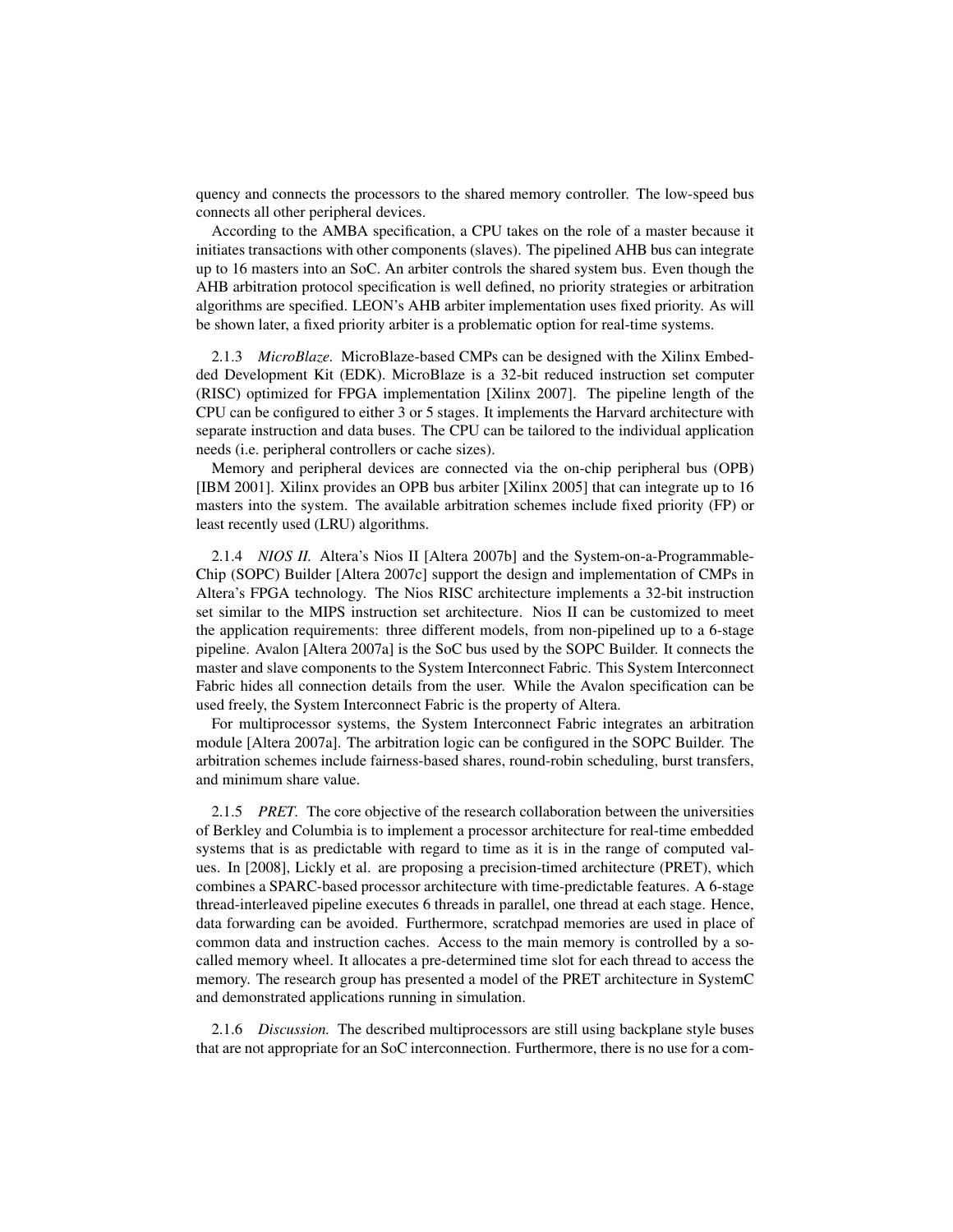quency and connects the processors to the shared memory controller. The low-speed bus connects all other peripheral devices.

According to the AMBA specification, a CPU takes on the role of a master because it initiates transactions with other components (slaves). The pipelined AHB bus can integrate up to 16 masters into an SoC. An arbiter controls the shared system bus. Even though the AHB arbitration protocol specification is well defined, no priority strategies or arbitration algorithms are specified. LEON's AHB arbiter implementation uses fixed priority. As will be shown later, a fixed priority arbiter is a problematic option for real-time systems.

2.1.3 *MicroBlaze*. MicroBlaze-based CMPs can be designed with the Xilinx Embedded Development Kit (EDK). MicroBlaze is a 32-bit reduced instruction set computer (RISC) optimized for FPGA implementation [Xilinx 2007]. The pipeline length of the CPU can be configured to either 3 or 5 stages. It implements the Harvard architecture with separate instruction and data buses. The CPU can be tailored to the individual application needs (i.e. peripheral controllers or cache sizes).

Memory and peripheral devices are connected via the on-chip peripheral bus (OPB) [IBM 2001]. Xilinx provides an OPB bus arbiter [Xilinx 2005] that can integrate up to 16 masters into the system. The available arbitration schemes include fixed priority (FP) or least recently used (LRU) algorithms.

2.1.4 *NIOS II*. Altera's Nios II [Altera 2007b] and the System-on-a-Programmable-Chip (SOPC) Builder [Altera 2007c] support the design and implementation of CMPs in Altera's FPGA technology. The Nios RISC architecture implements a 32-bit instruction set similar to the MIPS instruction set architecture. Nios II can be customized to meet the application requirements: three different models, from non-pipelined up to a 6-stage pipeline. Avalon [Altera 2007a] is the SoC bus used by the SOPC Builder. It connects the master and slave components to the System Interconnect Fabric. This System Interconnect Fabric hides all connection details from the user. While the Avalon specification can be used freely, the System Interconnect Fabric is the property of Altera.

For multiprocessor systems, the System Interconnect Fabric integrates an arbitration module [Altera 2007a]. The arbitration logic can be configured in the SOPC Builder. The arbitration schemes include fairness-based shares, round-robin scheduling, burst transfers, and minimum share value.

2.1.5 *PRET*. The core objective of the research collaboration between the universities of Berkley and Columbia is to implement a processor architecture for real-time embedded systems that is as predictable with regard to time as it is in the range of computed values. In [2008], Lickly et al. are proposing a precision-timed architecture (PRET), which combines a SPARC-based processor architecture with time-predictable features. A 6-stage thread-interleaved pipeline executes 6 threads in parallel, one thread at each stage. Hence, data forwarding can be avoided. Furthermore, scratchpad memories are used in place of common data and instruction caches. Access to the main memory is controlled by a so-called memory wheel. It allocates a pre-determined time slot for each thread to access the memory. The research group has presented a model of the PRET architecture in SystemC and demonstrated applications running in simulation.

2.1.6 *Discussion*. The described multiprocessors are still using backplane style buses that are not appropriate for an SoC interconnection. Furthermore, there is no use for a com-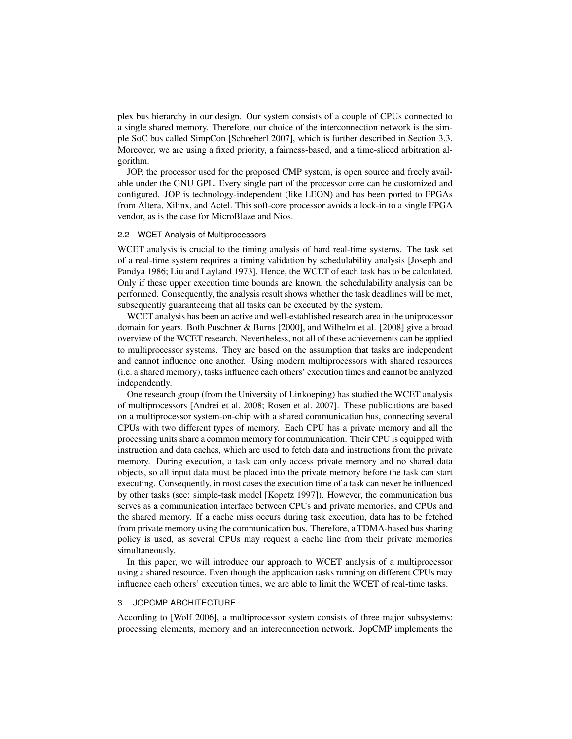plex bus hierarchy in our design. Our system consists of a couple of CPUs connected to a single shared memory. Therefore, our choice of the interconnection network is the simple SoC bus called SimpCon [Schoeberl 2007], which is further described in Section 3.3. Moreover, we are using a fixed priority, a fairness-based, and a time-sliced arbitration algorithm.

JOP, the processor used for the proposed CMP system, is open source and freely available under the GNU GPL. Every single part of the processor core can be customized and configured. JOP is technology-independent (like LEON) and has been ported to FPGAs from Altera, Xilinx, and Actel. This soft-core processor avoids a lock-in to a single FPGA vendor, as is the case for MicroBlaze and Nios.

### 2.2 WCET Analysis of Multiprocessors

WCET analysis is crucial to the timing analysis of hard real-time systems. The task set of a real-time system requires a timing validation by schedulability analysis [Joseph and Pandya 1986; Liu and Layland 1973]. Hence, the WCET of each task has to be calculated. Only if these upper execution time bounds are known, the schedulability analysis can be performed. Consequently, the analysis result shows whether the task deadlines will be met, subsequently guaranteeing that all tasks can be executed by the system.

WCET analysis has been an active and well-established research area in the uniprocessor domain for years. Both Puschner & Burns [2000], and Wilhelm et al. [2008] give a broad overview of the WCET research. Nevertheless, not all of these achievements can be applied to multiprocessor systems. They are based on the assumption that tasks are independent and cannot influence one another. Using modern multiprocessors with shared resources (i.e. a shared memory), tasks influence each others' execution times and cannot be analyzed independently.

One research group (from the University of Linkoeping) has studied the WCET analysis of multiprocessors [Andrei et al. 2008; Rosen et al. 2007]. These publications are based on a multiprocessor system-on-chip with a shared communication bus, connecting several CPUs with two different types of memory. Each CPU has a private memory and all the processing units share a common memory for communication. Their CPU is equipped with instruction and data caches, which are used to fetch data and instructions from the private memory. During execution, a task can only access private memory and no shared data objects, so all input data must be placed into the private memory before the task can start executing. Consequently, in most cases the execution time of a task can never be influenced by other tasks (see: simple-task model [Kopetz 1997]). However, the communication bus serves as a communication interface between CPUs and private memories, and CPUs and the shared memory. If a cache miss occurs during task execution, data has to be fetched from private memory using the communication bus. Therefore, a TDMA-based bus sharing policy is used, as several CPUs may request a cache line from their private memories simultaneously.

In this paper, we will introduce our approach to WCET analysis of a multiprocessor using a shared resource. Even though the application tasks running on different CPUs may influence each others' execution times, we are able to limit the WCET of real-time tasks.

## 3. JOPCMP ARCHITECTURE

According to [Wolf 2006], a multiprocessor system consists of three major subsystems: processing elements, memory and an interconnection network. JopCMP implements the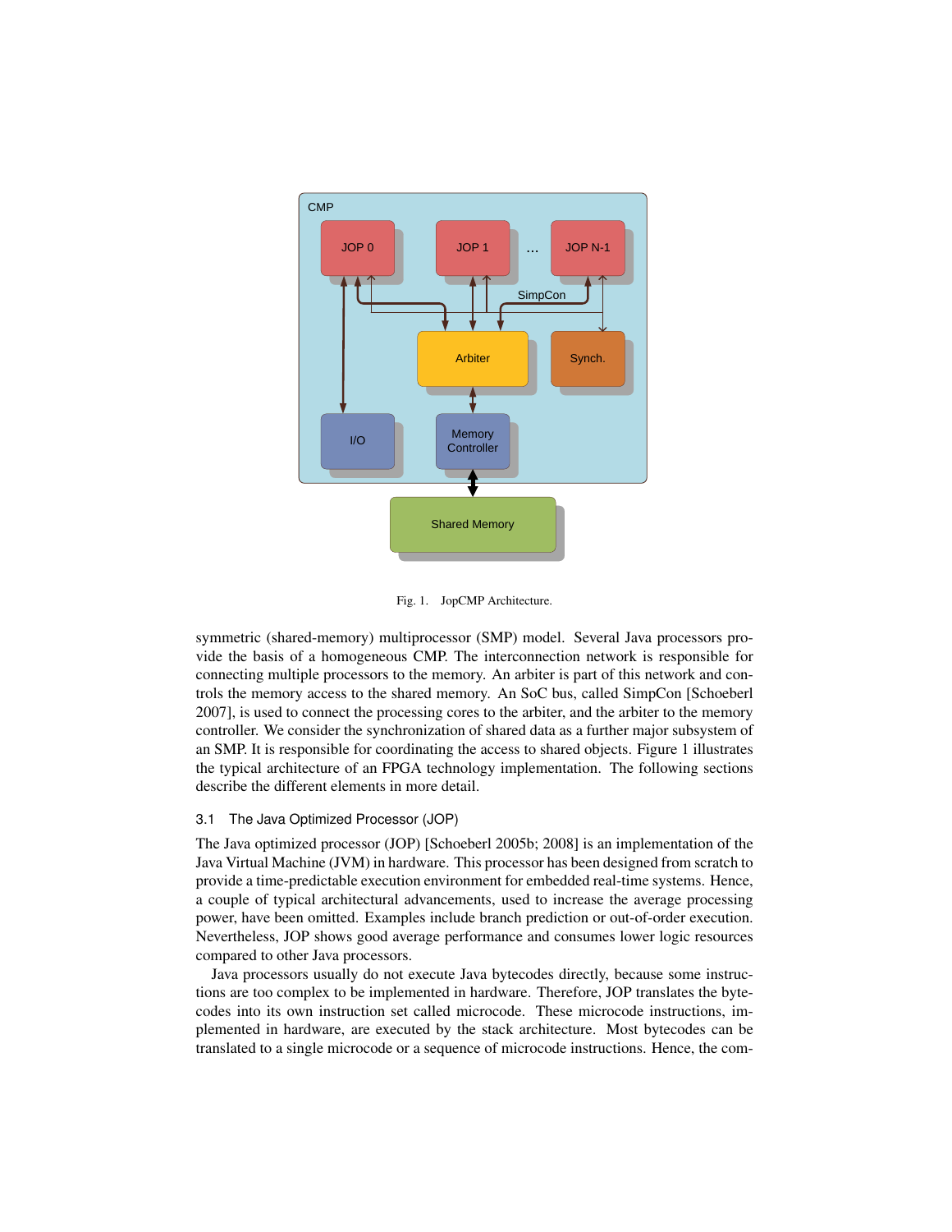CMP

JOP 0

JOP 1

...

JOP N-1

SimpCon

Arbiter

Synch.

I/O

Memory Controller

Shared Memory

Fig. 1. JopCMP Architecture.

symmetric (shared-memory) multiprocessor (SMP) model. Several Java processors provide the basis of a homogeneous CMP. The interconnection network is responsible for connecting multiple processors to the memory. An arbiter is part of this network and controls the memory access to the shared memory. An SoC bus, called SimpCon [Schoeberl 2007], is used to connect the processing cores to the arbiter, and the arbiter to the memory controller. We consider the synchronization of shared data as a further major subsystem of an SMP. It is responsible for coordinating the access to shared objects. Figure 1 illustrates the typical architecture of an FPGA technology implementation. The following sections describe the different elements in more detail.

### 3.1 The Java Optimized Processor (JOP)

The Java optimized processor (JOP) [Schoeberl 2005b; 2008] is an implementation of the Java Virtual Machine (JVM) in hardware. This processor has been designed from scratch to provide a time-predictable execution environment for embedded real-time systems. Hence, a couple of typical architectural advancements, used to increase the average processing power, have been omitted. Examples include branch prediction or out-of-order execution. Nevertheless, JOP shows good average performance and consumes lower logic resources compared to other Java processors.

Java processors usually do not execute Java bytecodes directly, because some instructions are too complex to be implemented in hardware. Therefore, JOP translates the bytecodes into its own instruction set called microcode. These microcode instructions, implemented in hardware, are executed by the stack architecture. Most bytecodes can be translated to a single microcode or a sequence of microcode instructions. Hence, the com-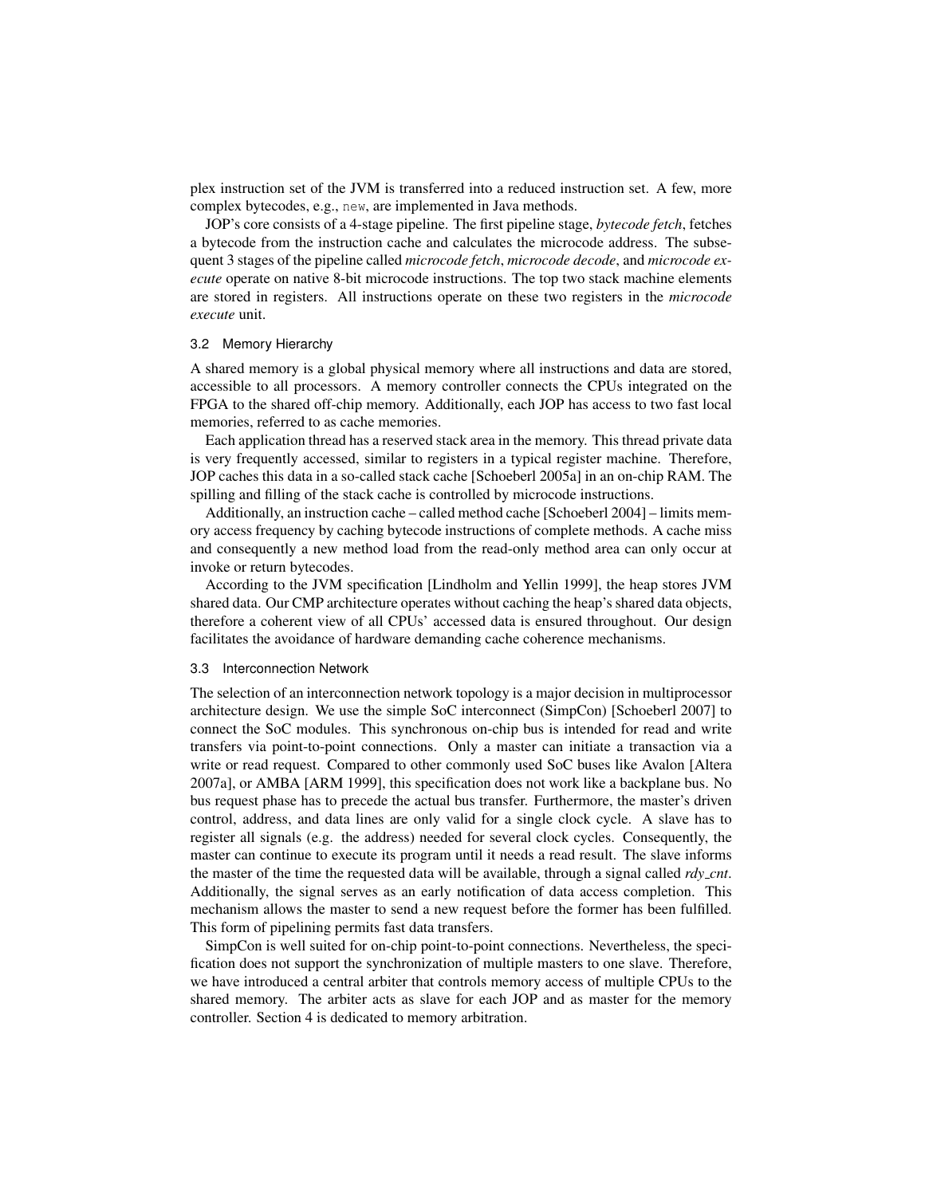plex instruction set of the JVM is transferred into a reduced instruction set. A few, more complex bytecodes, e.g., `new`, are implemented in Java methods.

JOP's core consists of a 4-stage pipeline. The first pipeline stage, *bytecode fetch*, fetches a bytecode from the instruction cache and calculates the microcode address. The subsequent 3 stages of the pipeline called *microcode fetch*, *microcode decode*, and *microcode execute* operate on native 8-bit microcode instructions. The top two stack machine elements are stored in registers. All instructions operate on these two registers in the *microcode execute* unit.

### 3.2 Memory Hierarchy

A shared memory is a global physical memory where all instructions and data are stored, accessible to all processors. A memory controller connects the CPUs integrated on the FPGA to the shared off-chip memory. Additionally, each JOP has access to two fast local memories, referred to as cache memories.

Each application thread has a reserved stack area in the memory. This thread private data is very frequently accessed, similar to registers in a typical register machine. Therefore, JOP caches this data in a so-called stack cache [Schoeberl 2005a] in an on-chip RAM. The spilling and filling of the stack cache is controlled by microcode instructions.

Additionally, an instruction cache – called method cache [Schoeberl 2004] – limits memory access frequency by caching bytecode instructions of complete methods. A cache miss and consequently a new method load from the read-only method area can only occur at invoke or return bytecodes.

According to the JVM specification [Lindholm and Yellin 1999], the heap stores JVM shared data. Our CMP architecture operates without caching the heap's shared data objects, therefore a coherent view of all CPUs' accessed data is ensured throughout. Our design facilitates the avoidance of hardware demanding cache coherence mechanisms.

### 3.3 Interconnection Network

The selection of an interconnection network topology is a major decision in multiprocessor architecture design. We use the simple SoC interconnect (SimpCon) [Schoeberl 2007] to connect the SoC modules. This synchronous on-chip bus is intended for read and write transfers via point-to-point connections. Only a master can initiate a transaction via a write or read request. Compared to other commonly used SoC buses like Avalon [Altera 2007a], or AMBA [ARM 1999], this specification does not work like a backplane bus. No bus request phase has to precede the actual bus transfer. Furthermore, the master's driven control, address, and data lines are only valid for a single clock cycle. A slave has to register all signals (e.g. the address) needed for several clock cycles. Consequently, the master can continue to execute its program until it needs a read result. The slave informs the master of the time the requested data will be available, through a signal called *rdy_cnt*. Additionally, the signal serves as an early notification of data access completion. This mechanism allows the master to send a new request before the former has been fulfilled. This form of pipelining permits fast data transfers.

SimpCon is well suited for on-chip point-to-point connections. Nevertheless, the specification does not support the synchronization of multiple masters to one slave. Therefore, we have introduced a central arbiter that controls memory access of multiple CPUs to the shared memory. The arbiter acts as slave for each JOP and as master for the memory controller. Section 4 is dedicated to memory arbitration.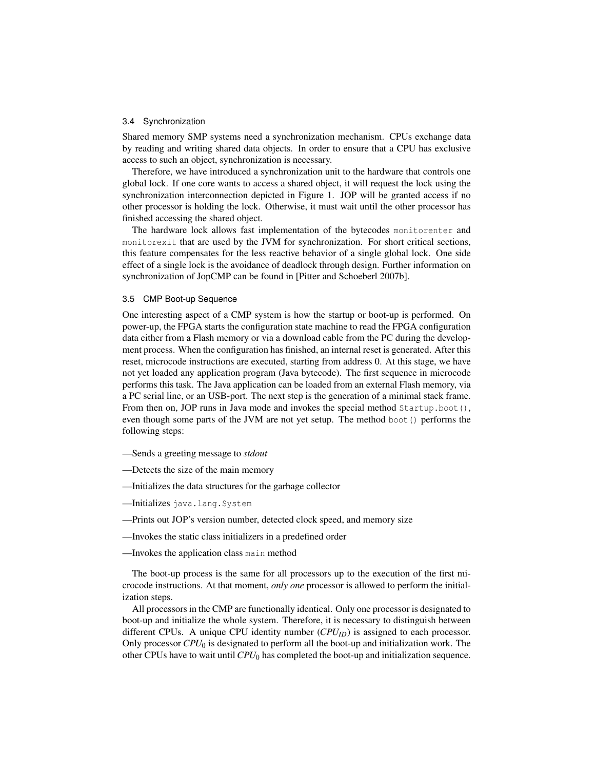### 3.4 Synchronization

Shared memory SMP systems need a synchronization mechanism. CPUs exchange data by reading and writing shared data objects. In order to ensure that a CPU has exclusive access to such an object, synchronization is necessary.

Therefore, we have introduced a synchronization unit to the hardware that controls one global lock. If one core wants to access a shared object, it will request the lock using the synchronization interconnection depicted in Figure 1. JOP will be granted access if no other processor is holding the lock. Otherwise, it must wait until the other processor has finished accessing the shared object.

The hardware lock allows fast implementation of the bytecodes `monitorenter` and `monitorexit` that are used by the JVM for synchronization. For short critical sections, this feature compensates for the less reactive behavior of a single global lock. One side effect of a single lock is the avoidance of deadlock through design. Further information on synchronization of JopCMP can be found in [Pitter and Schoeberl 2007b].

### 3.5 CMP Boot-up Sequence

One interesting aspect of a CMP system is how the startup or boot-up is performed. On power-up, the FPGA starts the configuration state machine to read the FPGA configuration data either from a Flash memory or via a download cable from the PC during the development process. When the configuration has finished, an internal reset is generated. After this reset, microcode instructions are executed, starting from address 0. At this stage, we have not yet loaded any application program (Java bytecode). The first sequence in microcode performs this task. The Java application can be loaded from an external Flash memory, via a PC serial line, or an USB-port. The next step is the generation of a minimal stack frame. From then on, JOP runs in Java mode and invokes the special method `Startup.boot()`, even though some parts of the JVM are not yet setup. The method `boot()` performs the following steps:

—Sends a greeting message to *stdout*

—Detects the size of the main memory

—Initializes the data structures for the garbage collector

—Initializes `java.lang.System`

—Prints out JOP's version number, detected clock speed, and memory size

—Invokes the static class initializers in a predefined order

—Invokes the application class `main` method

The boot-up process is the same for all processors up to the execution of the first microcode instructions. At that moment, *only one* processor is allowed to perform the initialization steps.

All processors in the CMP are functionally identical. Only one processor is designated to boot-up and initialize the whole system. Therefore, it is necessary to distinguish between different CPUs. A unique CPU identity number ($CPU_{ID}$) is assigned to each processor. Only processor $CPU_0$ is designated to perform all the boot-up and initialization work. The other CPUs have to wait until $CPU_0$ has completed the boot-up and initialization sequence.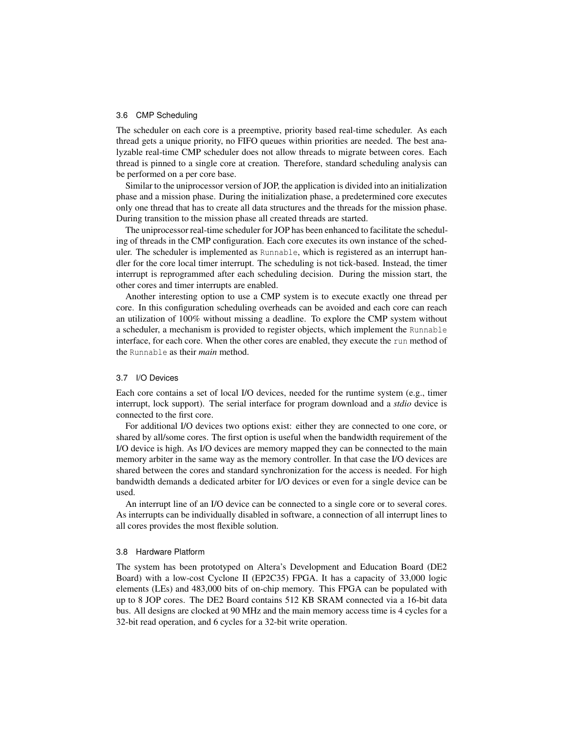### 3.6 CMP Scheduling

The scheduler on each core is a preemptive, priority based real-time scheduler. As each thread gets a unique priority, no FIFO queues within priorities are needed. The best analyzable real-time CMP scheduler does not allow threads to migrate between cores. Each thread is pinned to a single core at creation. Therefore, standard scheduling analysis can be performed on a per core base.

Similar to the uniprocessor version of JOP, the application is divided into an initialization phase and a mission phase. During the initialization phase, a predetermined core executes only one thread that has to create all data structures and the threads for the mission phase. During transition to the mission phase all created threads are started.

The uniprocessor real-time scheduler for JOP has been enhanced to facilitate the scheduling of threads in the CMP configuration. Each core executes its own instance of the scheduler. The scheduler is implemented as `Runnable`, which is registered as an interrupt handler for the core local timer interrupt. The scheduling is not tick-based. Instead, the timer interrupt is reprogrammed after each scheduling decision. During the mission start, the other cores and timer interrupts are enabled.

Another interesting option to use a CMP system is to execute exactly one thread per core. In this configuration scheduling overheads can be avoided and each core can reach an utilization of 100% without missing a deadline. To explore the CMP system without a scheduler, a mechanism is provided to register objects, which implement the `Runnable` interface, for each core. When the other cores are enabled, they execute the `run` method of the `Runnable` as their *main* method.

### 3.7 I/O Devices

Each core contains a set of local I/O devices, needed for the runtime system (e.g., timer interrupt, lock support). The serial interface for program download and a *stdio* device is connected to the first core.

For additional I/O devices two options exist: either they are connected to one core, or shared by all/some cores. The first option is useful when the bandwidth requirement of the I/O device is high. As I/O devices are memory mapped they can be connected to the main memory arbiter in the same way as the memory controller. In that case the I/O devices are shared between the cores and standard synchronization for the access is needed. For high bandwidth demands a dedicated arbiter for I/O devices or even for a single device can be used.

An interrupt line of an I/O device can be connected to a single core or to several cores. As interrupts can be individually disabled in software, a connection of all interrupt lines to all cores provides the most flexible solution.

### 3.8 Hardware Platform

The system has been prototyped on Altera's Development and Education Board (DE2 Board) with a low-cost Cyclone II (EP2C35) FPGA. It has a capacity of 33,000 logic elements (LEs) and 483,000 bits of on-chip memory. This FPGA can be populated with up to 8 JOP cores. The DE2 Board contains 512 KB SRAM connected via a 16-bit data bus. All designs are clocked at 90 MHz and the main memory access time is 4 cycles for a 32-bit read operation, and 6 cycles for a 32-bit write operation.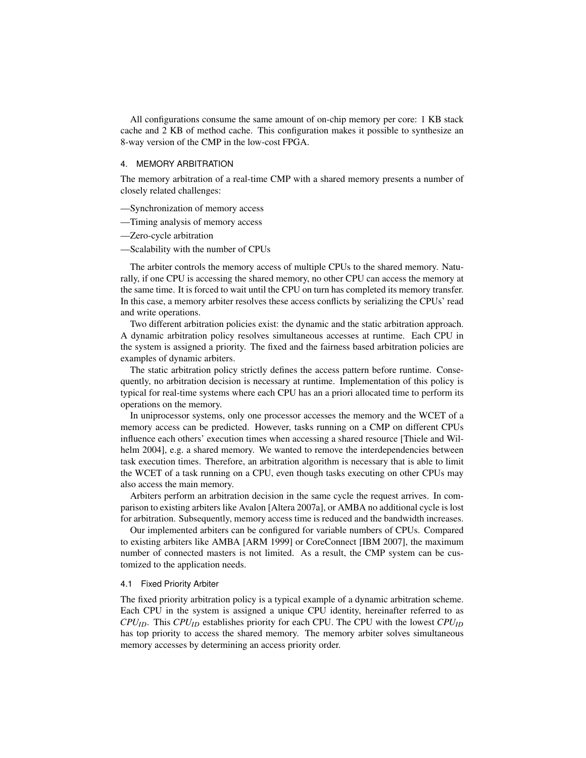All configurations consume the same amount of on-chip memory per core: 1 KB stack cache and 2 KB of method cache. This configuration makes it possible to synthesize an 8-way version of the CMP in the low-cost FPGA.

## 4. MEMORY ARBITRATION

The memory arbitration of a real-time CMP with a shared memory presents a number of closely related challenges:

—Synchronization of memory access

—Timing analysis of memory access

—Zero-cycle arbitration

—Scalability with the number of CPUs

The arbiter controls the memory access of multiple CPUs to the shared memory. Naturally, if one CPU is accessing the shared memory, no other CPU can access the memory at the same time. It is forced to wait until the CPU on turn has completed its memory transfer. In this case, a memory arbiter resolves these access conflicts by serializing the CPUs' read and write operations.

Two different arbitration policies exist: the dynamic and the static arbitration approach. A dynamic arbitration policy resolves simultaneous accesses at runtime. Each CPU in the system is assigned a priority. The fixed and the fairness based arbitration policies are examples of dynamic arbiters.

The static arbitration policy strictly defines the access pattern before runtime. Consequently, no arbitration decision is necessary at runtime. Implementation of this policy is typical for real-time systems where each CPU has an a priori allocated time to perform its operations on the memory.

In uniprocessor systems, only one processor accesses the memory and the WCET of a memory access can be predicted. However, tasks running on a CMP on different CPUs influence each others' execution times when accessing a shared resource [Thiele and Wilhelm 2004], e.g. a shared memory. We wanted to remove the interdependencies between task execution times. Therefore, an arbitration algorithm is necessary that is able to limit the WCET of a task running on a CPU, even though tasks executing on other CPUs may also access the main memory.

Arbiters perform an arbitration decision in the same cycle the request arrives. In comparison to existing arbiters like Avalon [Altera 2007a], or AMBA no additional cycle is lost for arbitration. Subsequently, memory access time is reduced and the bandwidth increases.

Our implemented arbiters can be configured for variable numbers of CPUs. Compared to existing arbiters like AMBA [ARM 1999] or CoreConnect [IBM 2007], the maximum number of connected masters is not limited. As a result, the CMP system can be customized to the application needs.

### 4.1 Fixed Priority Arbiter

The fixed priority arbitration policy is a typical example of a dynamic arbitration scheme. Each CPU in the system is assigned a unique CPU identity, hereinafter referred to as $CPU_{ID}$. This $CPU_{ID}$ establishes priority for each CPU. The CPU with the lowest $CPU_{ID}$ has top priority to access the shared memory. The memory arbiter solves simultaneous memory accesses by determining an access priority order.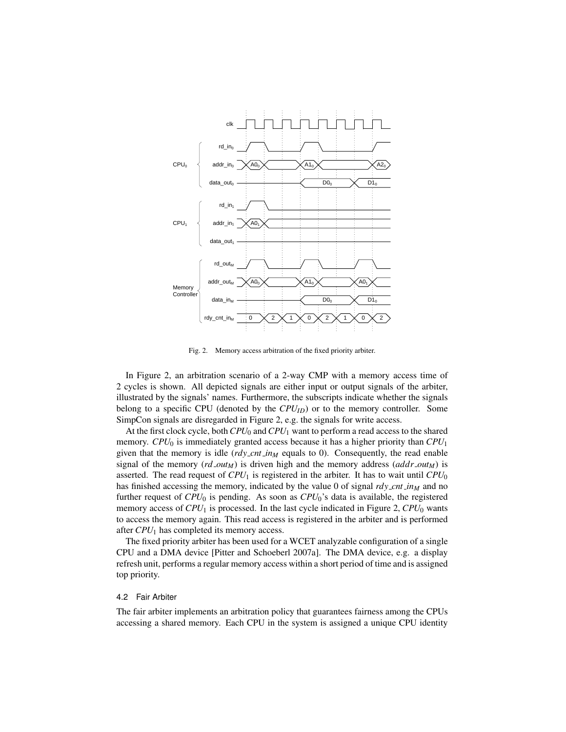Fig. 2. Memory access arbitration of the fixed priority arbiter.

In Figure 2, an arbitration scenario of a 2-way CMP with a memory access time of 2 cycles is shown. All depicted signals are either input or output signals of the arbiter, illustrated by the signals' names. Furthermore, the subscripts indicate whether the signals belong to a specific CPU (denoted by the $CPU_{ID}$) or to the memory controller. Some SimpCon signals are disregarded in Figure 2, e.g. the signals for write access.

At the first clock cycle, both $CPU_0$ and $CPU_1$ want to perform a read access to the shared memory. $CPU_0$ is immediately granted access because it has a higher priority than $CPU_1$ given that the memory is idle ($rdy\_cnt\_in_M$ equals to 0). Consequently, the read enable signal of the memory ($rd\_out_M$) is driven high and the memory address ($addr\_out_M$) is asserted. The read request of $CPU_1$ is registered in the arbiter. It has to wait until $CPU_0$ has finished accessing the memory, indicated by the value 0 of signal $rdy\_cnt\_in_M$ and no further request of $CPU_0$ is pending. As soon as $CPU_0$'s data is available, the registered memory access of $CPU_1$ is processed. In the last cycle indicated in Figure 2, $CPU_0$ wants to access the memory again. This read access is registered in the arbiter and is performed after $CPU_1$ has completed its memory access.

The fixed priority arbiter has been used for a WCET analyzable configuration of a single CPU and a DMA device [Pitter and Schoeberl 2007a]. The DMA device, e.g. a display refresh unit, performs a regular memory access within a short period of time and is assigned top priority.

### 4.2 Fair Arbiter

The fair arbiter implements an arbitration policy that guarantees fairness among the CPUs accessing a shared memory. Each CPU in the system is assigned a unique CPU identity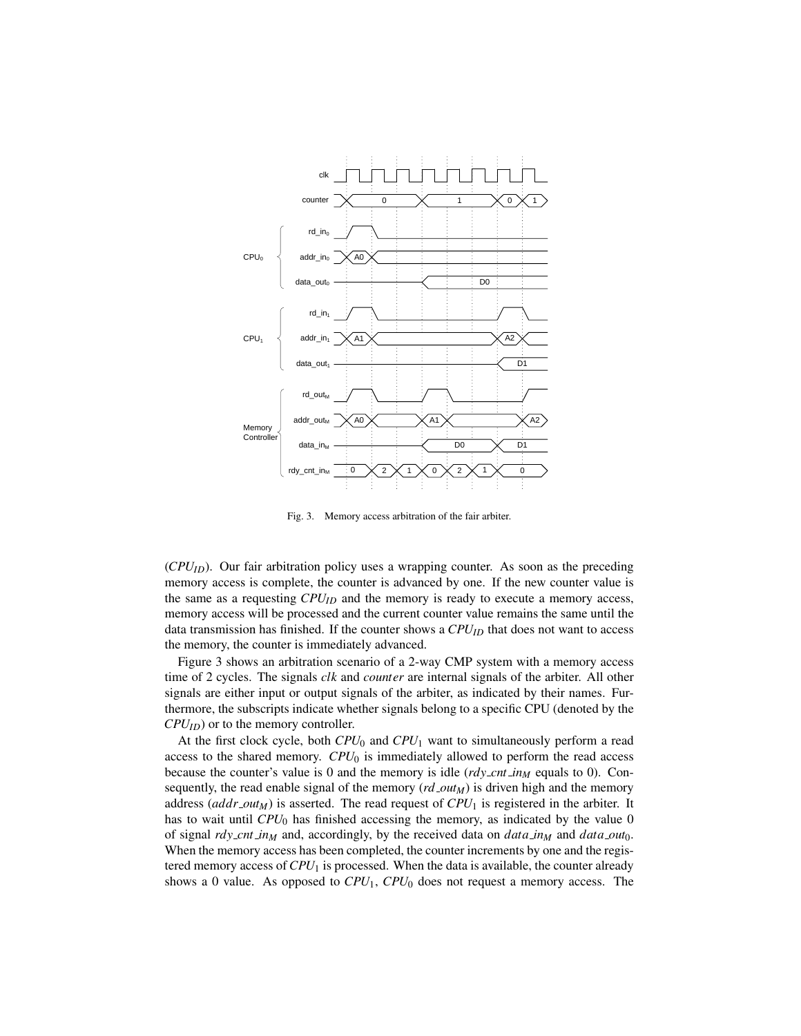clk

counter 0 1 0 1

CPU0 rd_in0

addr_in0 A0

data_out0 D0

CPU1 rd_in1

addr_in1 A1 A2

data_out1 D1

Memory Controller rd_outM

addr_outM A0 A1 A2

data_inM D0 D1

rdy_cnt_inM 0 2 1 0 2 1 0

Fig. 3. Memory access arbitration of the fair arbiter.

($CPU_{ID}$). Our fair arbitration policy uses a wrapping counter. As soon as the preceding memory access is complete, the counter is advanced by one. If the new counter value is the same as a requesting $CPU_{ID}$ and the memory is ready to execute a memory access, memory access will be processed and the current counter value remains the same until the data transmission has finished. If the counter shows a $CPU_{ID}$ that does not want to access the memory, the counter is immediately advanced.

Figure 3 shows an arbitration scenario of a 2-way CMP system with a memory access time of 2 cycles. The signals *clk* and *counter* are internal signals of the arbiter. All other signals are either input or output signals of the arbiter, as indicated by their names. Furthermore, the subscripts indicate whether signals belong to a specific CPU (denoted by the $CPU_{ID}$) or to the memory controller.

At the first clock cycle, both $CPU_0$ and $CPU_1$ want to simultaneously perform a read access to the shared memory. $CPU_0$ is immediately allowed to perform the read access because the counter's value is 0 and the memory is idle ($rdy\_cnt\_in_M$ equals to 0). Consequently, the read enable signal of the memory ($rd\_out_M$) is driven high and the memory address ($addr\_out_M$) is asserted. The read request of $CPU_1$ is registered in the arbiter. It has to wait until $CPU_0$ has finished accessing the memory, as indicated by the value 0 of signal $rdy\_cnt\_in_M$ and, accordingly, by the received data on $data\_in_M$ and $data\_out_0$. When the memory access has been completed, the counter increments by one and the registered memory access of $CPU_1$ is processed. When the data is available, the counter already shows a 0 value. As opposed to $CPU_1$, $CPU_0$ does not request a memory access. The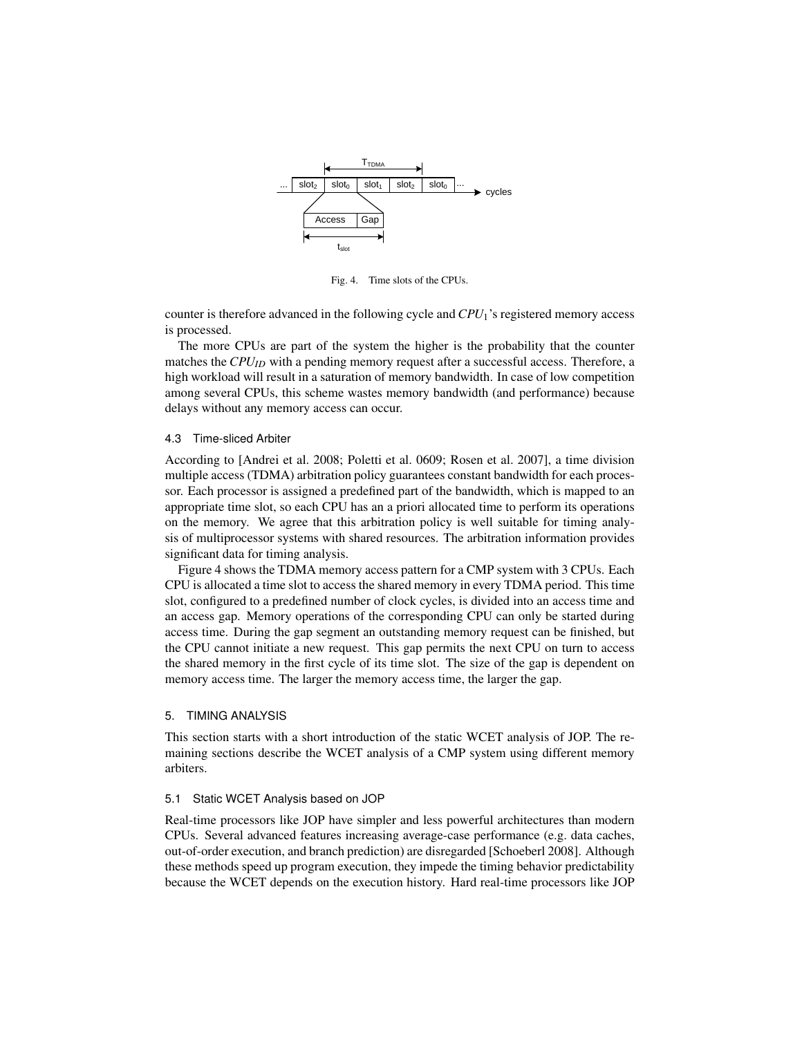Fig. 4. Time slots of the CPUs.

counter is therefore advanced in the following cycle and $CPU_1$'s registered memory access is processed.

The more CPUs are part of the system the higher is the probability that the counter matches the $CPU_{ID}$ with a pending memory request after a successful access. Therefore, a high workload will result in a saturation of memory bandwidth. In case of low competition among several CPUs, this scheme wastes memory bandwidth (and performance) because delays without any memory access can occur.

### 4.3 Time-sliced Arbiter

According to [Andrei et al. 2008; Poletti et al. 0609; Rosen et al. 2007], a time division multiple access (TDMA) arbitration policy guarantees constant bandwidth for each processor. Each processor is assigned a predefined part of the bandwidth, which is mapped to an appropriate time slot, so each CPU has an a priori allocated time to perform its operations on the memory. We agree that this arbitration policy is well suitable for timing analysis of multiprocessor systems with shared resources. The arbitration information provides significant data for timing analysis.

Figure 4 shows the TDMA memory access pattern for a CMP system with 3 CPUs. Each CPU is allocated a time slot to access the shared memory in every TDMA period. This time slot, configured to a predefined number of clock cycles, is divided into an access time and an access gap. Memory operations of the corresponding CPU can only be started during access time. During the gap segment an outstanding memory request can be finished, but the CPU cannot initiate a new request. This gap permits the next CPU on turn to access the shared memory in the first cycle of its time slot. The size of the gap is dependent on memory access time. The larger the memory access time, the larger the gap.

## 5. TIMING ANALYSIS

This section starts with a short introduction of the static WCET analysis of JOP. The remaining sections describe the WCET analysis of a CMP system using different memory arbiters.

### 5.1 Static WCET Analysis based on JOP

Real-time processors like JOP have simpler and less powerful architectures than modern CPUs. Several advanced features increasing average-case performance (e.g. data caches, out-of-order execution, and branch prediction) are disregarded [Schoeberl 2008]. Although these methods speed up program execution, they impede the timing behavior predictability because the WCET depends on the execution history. Hard real-time processors like JOP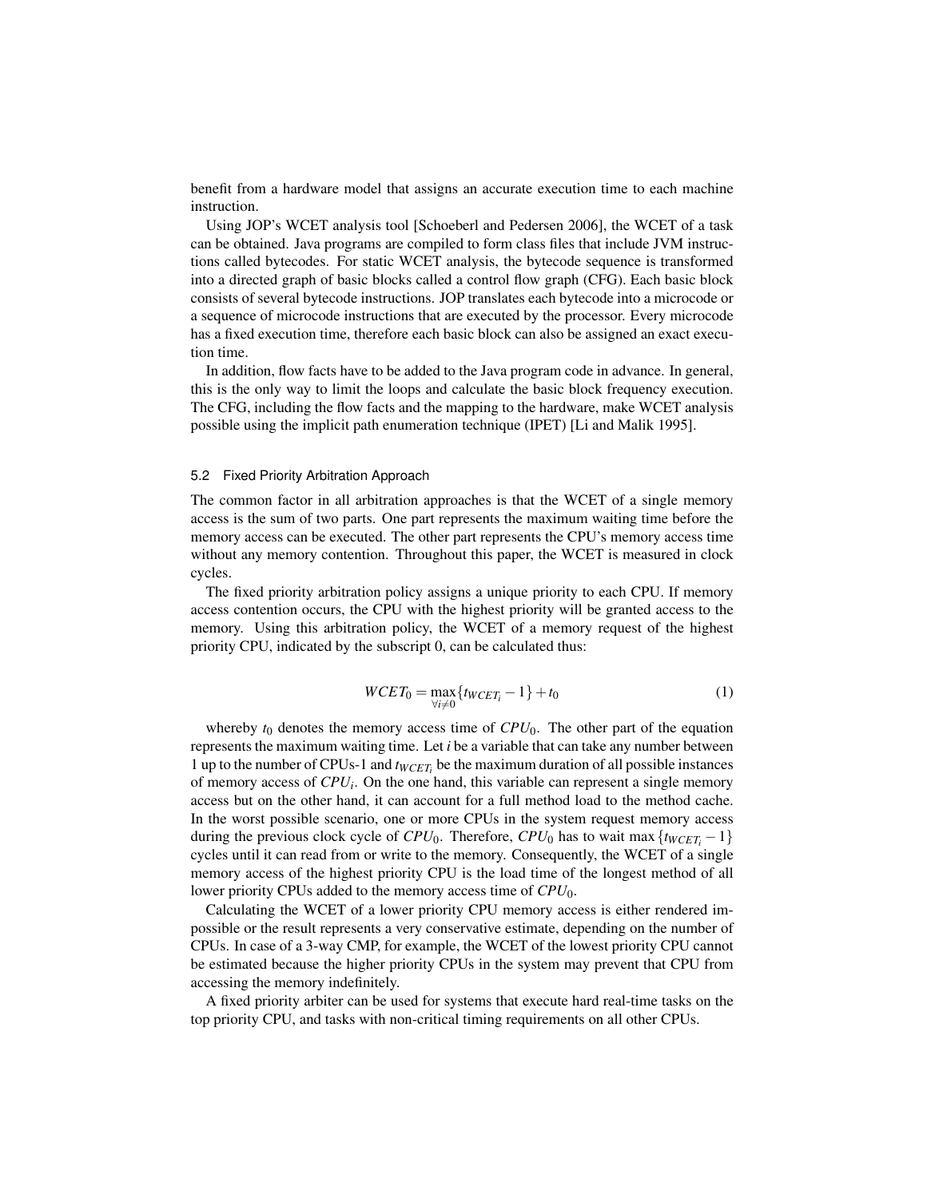benefit from a hardware model that assigns an accurate execution time to each machine instruction.

Using JOP's WCET analysis tool [Schoeberl and Pedersen 2006], the WCET of a task can be obtained. Java programs are compiled to form class files that include JVM instructions called bytecodes. For static WCET analysis, the bytecode sequence is transformed into a directed graph of basic blocks called a control flow graph (CFG). Each basic block consists of several bytecode instructions. JOP translates each bytecode into a microcode or a sequence of microcode instructions that are executed by the processor. Every microcode has a fixed execution time, therefore each basic block can also be assigned an exact execution time.

In addition, flow facts have to be added to the Java program code in advance. In general, this is the only way to limit the loops and calculate the basic block frequency execution. The CFG, including the flow facts and the mapping to the hardware, make WCET analysis possible using the implicit path enumeration technique (IPET) [Li and Malik 1995].

### 5.2 Fixed Priority Arbitration Approach

The common factor in all arbitration approaches is that the WCET of a single memory access is the sum of two parts. One part represents the maximum waiting time before the memory access can be executed. The other part represents the CPU's memory access time without any memory contention. Throughout this paper, the WCET is measured in clock cycles.

The fixed priority arbitration policy assigns a unique priority to each CPU. If memory access contention occurs, the CPU with the highest priority will be granted access to the memory. Using this arbitration policy, the WCET of a memory request of the highest priority CPU, indicated by the subscript 0, can be calculated thus:

$$WCET_0 = \max_{\forall i \neq 0}\{t_{WCET_i} - 1\} + t_0 \tag{1}$$

whereby $t_0$ denotes the memory access time of $CPU_0$. The other part of the equation represents the maximum waiting time. Let $i$ be a variable that can take any number between 1 up to the number of CPUs-1 and $t_{WCET_i}$ be the maximum duration of all possible instances of memory access of $CPU_i$. On the one hand, this variable can represent a single memory access but on the other hand, it can account for a full method load to the method cache. In the worst possible scenario, one or more CPUs in the system request memory access during the previous clock cycle of $CPU_0$. Therefore, $CPU_0$ has to wait $\max\{t_{WCET_i} - 1\}$ cycles until it can read from or write to the memory. Consequently, the WCET of a single memory access of the highest priority CPU is the load time of the longest method of all lower priority CPUs added to the memory access time of $CPU_0$.

Calculating the WCET of a lower priority CPU memory access is either rendered impossible or the result represents a very conservative estimate, depending on the number of CPUs. In case of a 3-way CMP, for example, the WCET of the lowest priority CPU cannot be estimated because the higher priority CPUs in the system may prevent that CPU from accessing the memory indefinitely.

A fixed priority arbiter can be used for systems that execute hard real-time tasks on the top priority CPU, and tasks with non-critical timing requirements on all other CPUs.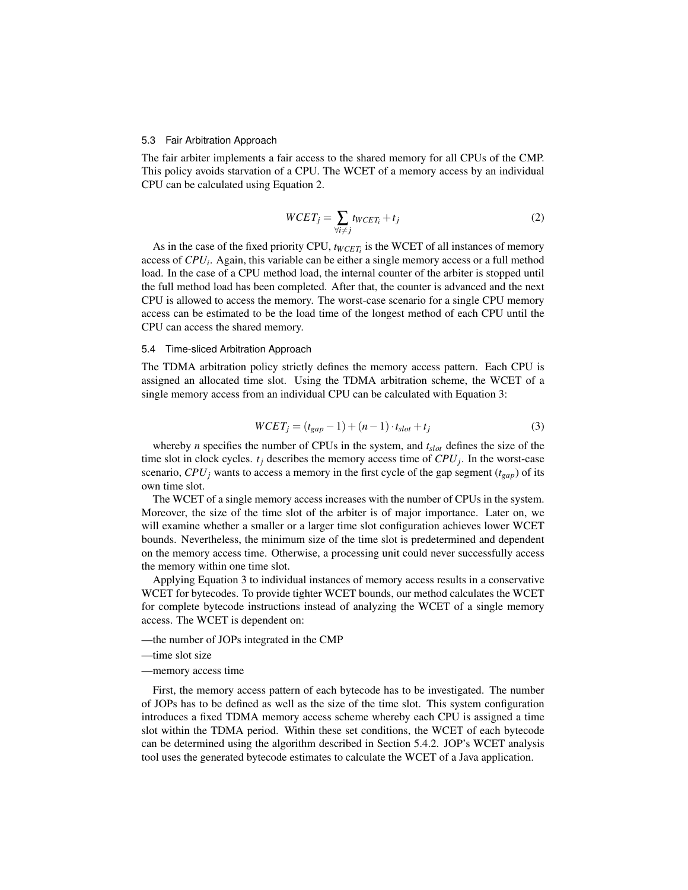### 5.3 Fair Arbitration Approach

The fair arbiter implements a fair access to the shared memory for all CPUs of the CMP. This policy avoids starvation of a CPU. The WCET of a memory access by an individual CPU can be calculated using Equation 2.

$$WCET_j = \sum_{\forall i \neq j} t_{WCET_i} + t_j \tag{2}$$

As in the case of the fixed priority CPU, $t_{WCET_i}$ is the WCET of all instances of memory access of $CPU_i$. Again, this variable can be either a single memory access or a full method load. In the case of a CPU method load, the internal counter of the arbiter is stopped until the full method load has been completed. After that, the counter is advanced and the next CPU is allowed to access the memory. The worst-case scenario for a single CPU memory access can be estimated to be the load time of the longest method of each CPU until the CPU can access the shared memory.

### 5.4 Time-sliced Arbitration Approach

The TDMA arbitration policy strictly defines the memory access pattern. Each CPU is assigned an allocated time slot. Using the TDMA arbitration scheme, the WCET of a single memory access from an individual CPU can be calculated with Equation 3:

$$WCET_j = (t_{gap} - 1) + (n-1) \cdot t_{slot} + t_j \tag{3}$$

whereby $n$ specifies the number of CPUs in the system, and $t_{slot}$ defines the size of the time slot in clock cycles. $t_j$ describes the memory access time of $CPU_j$. In the worst-case scenario, $CPU_j$ wants to access a memory in the first cycle of the gap segment ($t_{gap}$) of its own time slot.

The WCET of a single memory access increases with the number of CPUs in the system. Moreover, the size of the time slot of the arbiter is of major importance. Later on, we will examine whether a smaller or a larger time slot configuration achieves lower WCET bounds. Nevertheless, the minimum size of the time slot is predetermined and dependent on the memory access time. Otherwise, a processing unit could never successfully access the memory within one time slot.

Applying Equation 3 to individual instances of memory access results in a conservative WCET for bytecodes. To provide tighter WCET bounds, our method calculates the WCET for complete bytecode instructions instead of analyzing the WCET of a single memory access. The WCET is dependent on:

—the number of JOPs integrated in the CMP

—time slot size

—memory access time

First, the memory access pattern of each bytecode has to be investigated. The number of JOPs has to be defined as well as the size of the time slot. This system configuration introduces a fixed TDMA memory access scheme whereby each CPU is assigned a time slot within the TDMA period. Within these set conditions, the WCET of each bytecode can be determined using the algorithm described in Section 5.4.2. JOP's WCET analysis tool uses the generated bytecode estimates to calculate the WCET of a Java application.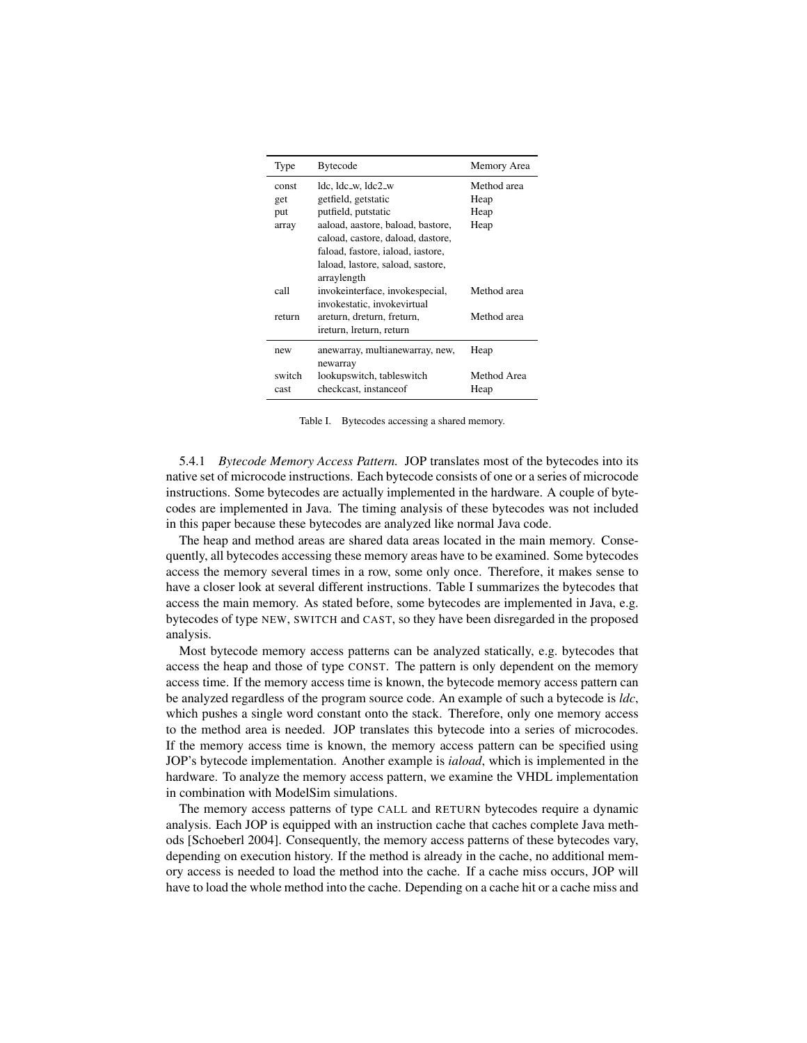| Type | Bytecode | Memory Area |
|---|---|---|
| const | ldc, ldc_w, ldc2_w | Method area |
| get | getfield, getstatic | Heap |
| put | putfield, putstatic | Heap |
| array | aaload, aastore, baload, bastore, caload, castore, daload, dastore, faload, fastore, iaload, iastore, laload, lastore, saload, sastore, arraylength | Heap |
| call | invokeinterface, invokespecial, invokestatic, invokevirtual | Method area |
| return | areturn, dreturn, freturn, ireturn, lreturn, return | Method area |
| new | anewarray, multianewarray, new, newarray | Heap |
| switch | lookupswitch, tableswitch | Method Area |
| cast | checkcast, instanceof | Heap |

Table I. Bytecodes accessing a shared memory.

5.4.1 *Bytecode Memory Access Pattern.* JOP translates most of the bytecodes into its native set of microcode instructions. Each bytecode consists of one or a series of microcode instructions. Some bytecodes are actually implemented in the hardware. A couple of bytecodes are implemented in Java. The timing analysis of these bytecodes was not included in this paper because these bytecodes are analyzed like normal Java code.

The heap and method areas are shared data areas located in the main memory. Consequently, all bytecodes accessing these memory areas have to be examined. Some bytecodes access the memory several times in a row, some only once. Therefore, it makes sense to have a closer look at several different instructions. Table I summarizes the bytecodes that access the main memory. As stated before, some bytecodes are implemented in Java, e.g. bytecodes of type NEW, SWITCH and CAST, so they have been disregarded in the proposed analysis.

Most bytecode memory access patterns can be analyzed statically, e.g. bytecodes that access the heap and those of type CONST. The pattern is only dependent on the memory access time. If the memory access time is known, the bytecode memory access pattern can be analyzed regardless of the program source code. An example of such a bytecode is *ldc*, which pushes a single word constant onto the stack. Therefore, only one memory access to the method area is needed. JOP translates this bytecode into a series of microcodes. If the memory access time is known, the memory access pattern can be specified using JOP's bytecode implementation. Another example is *iaload*, which is implemented in the hardware. To analyze the memory access pattern, we examine the VHDL implementation in combination with ModelSim simulations.

The memory access patterns of type CALL and RETURN bytecodes require a dynamic analysis. Each JOP is equipped with an instruction cache that caches complete Java methods [Schoeberl 2004]. Consequently, the memory access patterns of these bytecodes vary, depending on execution history. If the method is already in the cache, no additional memory access is needed to load the method into the cache. If a cache miss occurs, JOP will have to load the whole method into the cache. Depending on a cache hit or a cache miss and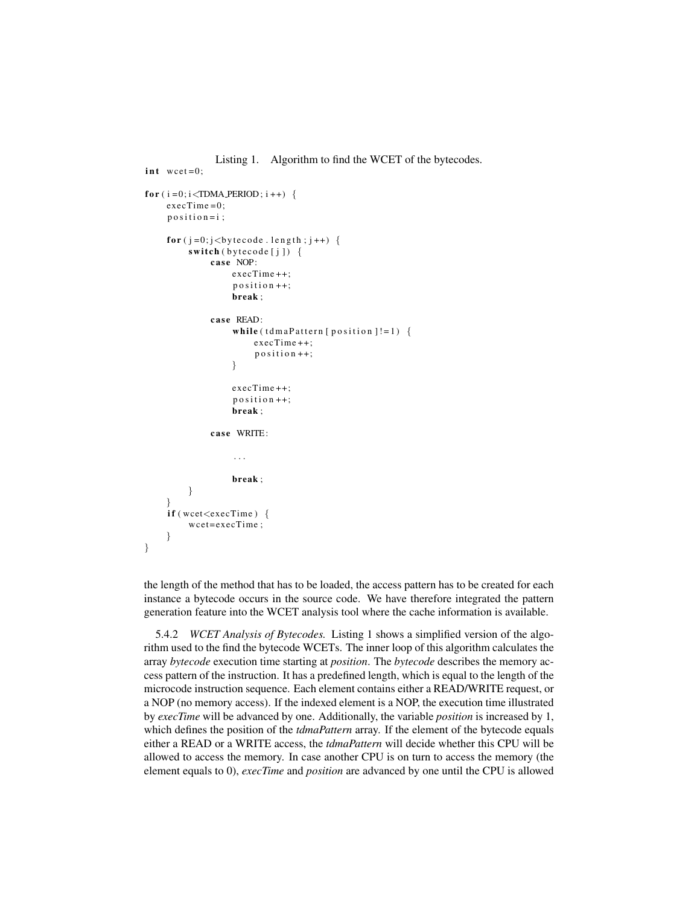Listing 1. Algorithm to find the WCET of the bytecodes.

```
int wcet=0;

for(i=0;i<TDMA_PERIOD;i++) {
    execTime=0;
    position=i;

    for(j=0;j<bytecode.length;j++) {
        switch(bytecode[j]) {
            case NOP:
                execTime++;
                position++;
                break;

            case READ:
                while(tdmaPattern[position]!=1) {
                    execTime++;
                    position++;
                }

                execTime++;
                position++;
                break;

            case WRITE:

                ...

                break;
        }
    }
    if(wcet<execTime) {
        wcet=execTime;
    }
}
```

the length of the method that has to be loaded, the access pattern has to be created for each instance a bytecode occurs in the source code. We have therefore integrated the pattern generation feature into the WCET analysis tool where the cache information is available.

5.4.2 *WCET Analysis of Bytecodes.* Listing 1 shows a simplified version of the algorithm used to the find the bytecode WCETs. The inner loop of this algorithm calculates the array *bytecode* execution time starting at *position*. The *bytecode* describes the memory access pattern of the instruction. It has a predefined length, which is equal to the length of the microcode instruction sequence. Each element contains either a READ/WRITE request, or a NOP (no memory access). If the indexed element is a NOP, the execution time illustrated by *execTime* will be advanced by one. Additionally, the variable *position* is increased by 1, which defines the position of the *tdmaPattern* array. If the element of the bytecode equals either a READ or a WRITE access, the *tdmaPattern* will decide whether this CPU will be allowed to access the memory. In case another CPU is on turn to access the memory (the element equals to 0), *execTime* and *position* are advanced by one until the CPU is allowed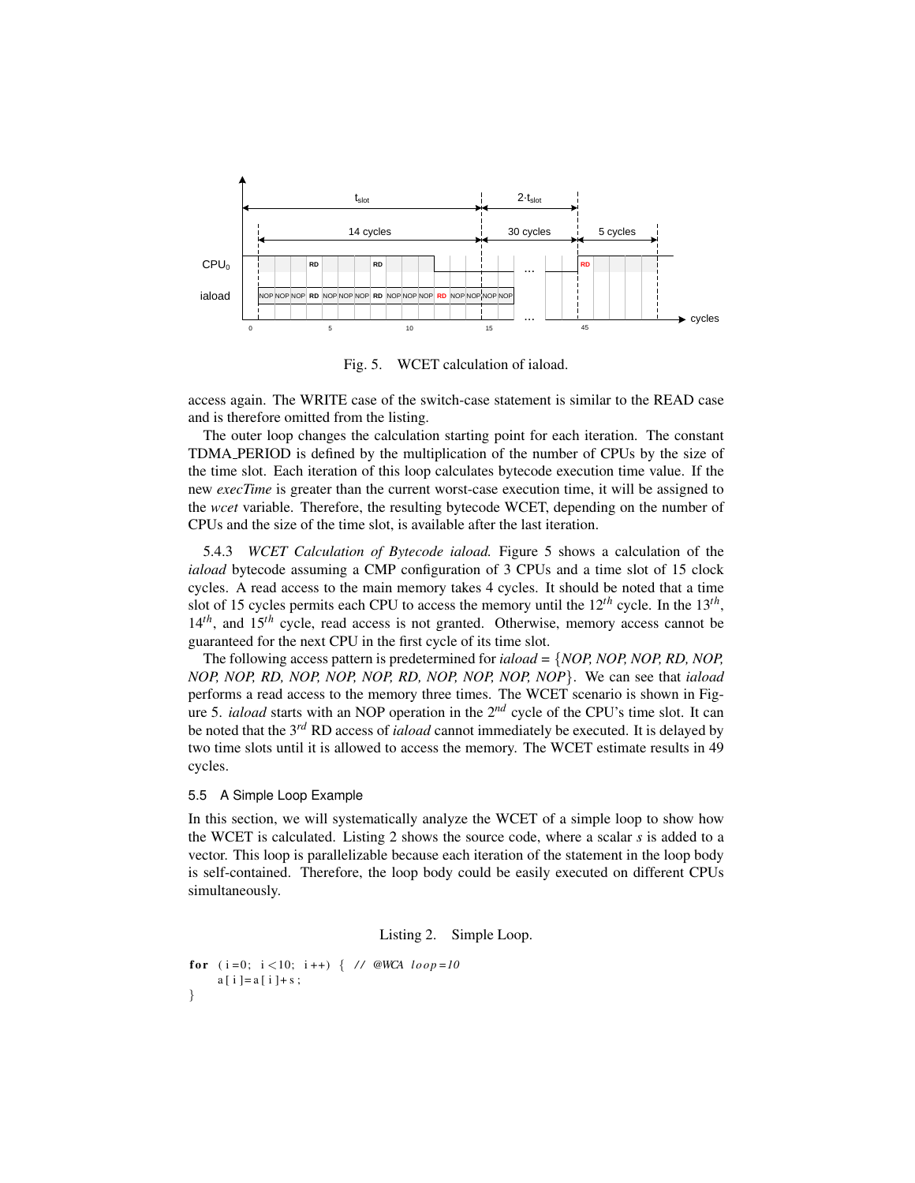$t_{slot}$

$2 \cdot t_{slot}$

14 cycles

30 cycles

5 cycles

$CPU_0$

RD RD ... RD

iaload

NOP NOP NOP RD NOP NOP NOP RD NOP NOP NOP RD NOP NOP NOP NOP

...

0 5 10 15 45 cycles

Fig. 5. WCET calculation of iaload.

access again. The WRITE case of the switch-case statement is similar to the READ case and is therefore omitted from the listing.

The outer loop changes the calculation starting point for each iteration. The constant TDMA_PERIOD is defined by the multiplication of the number of CPUs by the size of the time slot. Each iteration of this loop calculates bytecode execution time value. If the new *execTime* is greater than the current worst-case execution time, it will be assigned to the *wcet* variable. Therefore, the resulting bytecode WCET, depending on the number of CPUs and the size of the time slot, is available after the last iteration.

5.4.3 *WCET Calculation of Bytecode iaload.* Figure 5 shows a calculation of the *iaload* bytecode assuming a CMP configuration of 3 CPUs and a time slot of 15 clock cycles. A read access to the main memory takes 4 cycles. It should be noted that a time slot of 15 cycles permits each CPU to access the memory until the $12^{th}$ cycle. In the $13^{th}$, $14^{th}$, and $15^{th}$ cycle, read access is not granted. Otherwise, memory access cannot be guaranteed for the next CPU in the first cycle of its time slot.

The following access pattern is predetermined for *iaload* = {*NOP, NOP, NOP, RD, NOP, NOP, NOP, RD, NOP, NOP, NOP, RD, NOP, NOP, NOP, NOP*}. We can see that *iaload* performs a read access to the memory three times. The WCET scenario is shown in Figure 5. *iaload* starts with an NOP operation in the $2^{nd}$ cycle of the CPU's time slot. It can be noted that the $3^{rd}$ RD access of *iaload* cannot immediately be executed. It is delayed by two time slots until it is allowed to access the memory. The WCET estimate results in 49 cycles.

### 5.5 A Simple Loop Example

In this section, we will systematically analyze the WCET of a simple loop to show how the WCET is calculated. Listing 2 shows the source code, where a scalar *s* is added to a vector. This loop is parallelizable because each iteration of the statement in the loop body is self-contained. Therefore, the loop body could be easily executed on different CPUs simultaneously.

Listing 2. Simple Loop.

```
for (i=0; i<10; i++) { // @WCA loop=10
    a[i]=a[i]+s;
}
```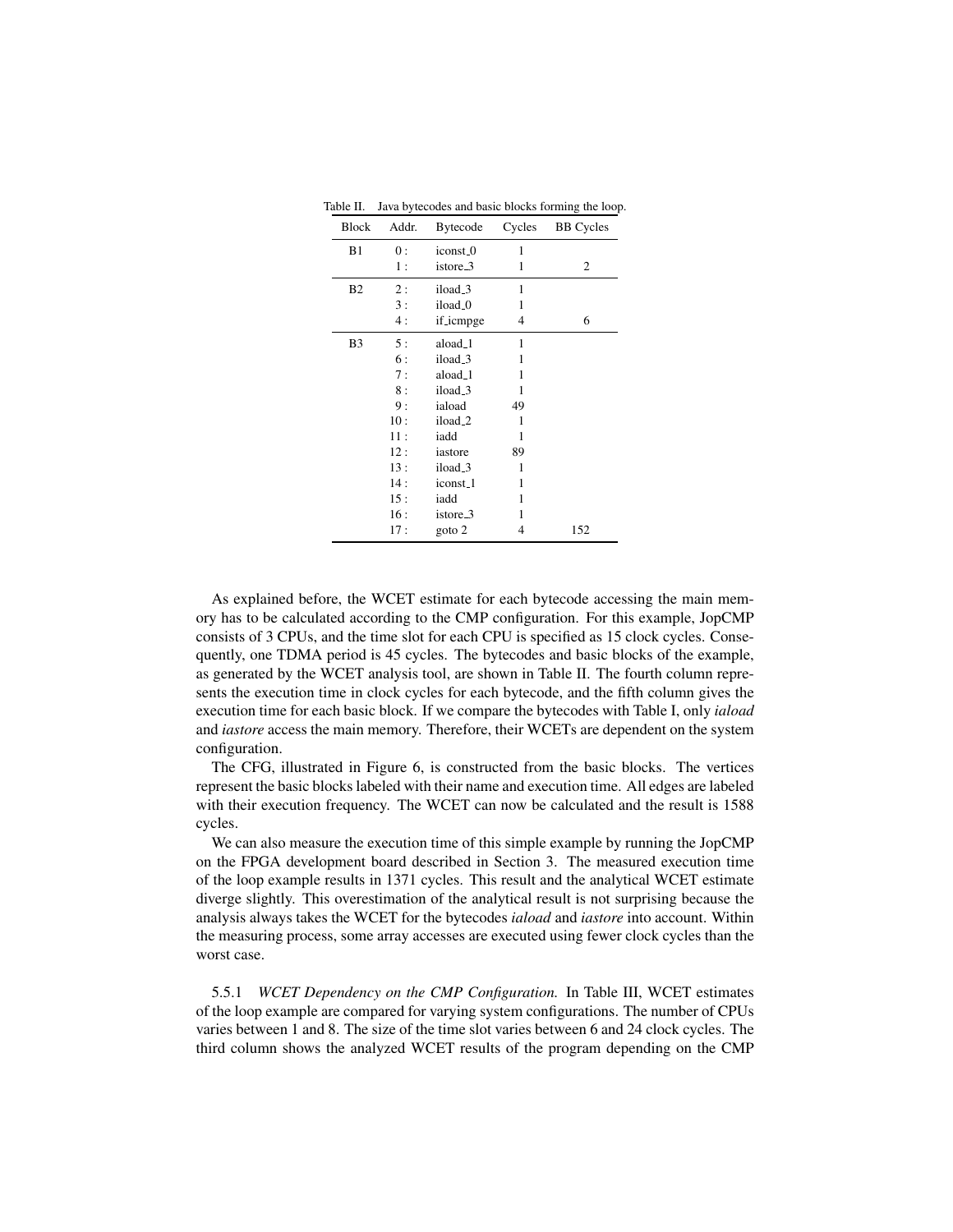Table II. Java bytecodes and basic blocks forming the loop.

| Block | Addr. | Bytecode | Cycles | BB Cycles |
|---|---|---|---|---|
| B1 | 0 : | iconst_0 | 1 | |
| | 1 : | istore_3 | 1 | 2 |
| B2 | 2 : | iload_3 | 1 | |
| | 3 : | iload_0 | 1 | |
| | 4 : | if_icmpge | 4 | 6 |
| B3 | 5 : | aload_1 | 1 | |
| | 6 : | iload_3 | 1 | |
| | 7 : | aload_1 | 1 | |
| | 8 : | iload_3 | 1 | |
| | 9 : | iaload | 49 | |
| | 10 : | iload_2 | 1 | |
| | 11 : | iadd | 1 | |
| | 12 : | iastore | 89 | |
| | 13 : | iload_3 | 1 | |
| | 14 : | iconst_1 | 1 | |
| | 15 : | iadd | 1 | |
| | 16 : | istore_3 | 1 | |
| | 17 : | goto 2 | 4 | 152 |

As explained before, the WCET estimate for each bytecode accessing the main memory has to be calculated according to the CMP configuration. For this example, JopCMP consists of 3 CPUs, and the time slot for each CPU is specified as 15 clock cycles. Consequently, one TDMA period is 45 cycles. The bytecodes and basic blocks of the example, as generated by the WCET analysis tool, are shown in Table II. The fourth column represents the execution time in clock cycles for each bytecode, and the fifth column gives the execution time for each basic block. If we compare the bytecodes with Table I, only *iaload* and *iastore* access the main memory. Therefore, their WCETs are dependent on the system configuration.

The CFG, illustrated in Figure 6, is constructed from the basic blocks. The vertices represent the basic blocks labeled with their name and execution time. All edges are labeled with their execution frequency. The WCET can now be calculated and the result is 1588 cycles.

We can also measure the execution time of this simple example by running the JopCMP on the FPGA development board described in Section 3. The measured execution time of the loop example results in 1371 cycles. This result and the analytical WCET estimate diverge slightly. This overestimation of the analytical result is not surprising because the analysis always takes the WCET for the bytecodes *iaload* and *iastore* into account. Within the measuring process, some array accesses are executed using fewer clock cycles than the worst case.

5.5.1 *WCET Dependency on the CMP Configuration.* In Table III, WCET estimates of the loop example are compared for varying system configurations. The number of CPUs varies between 1 and 8. The size of the time slot varies between 6 and 24 clock cycles. The third column shows the analyzed WCET results of the program depending on the CMP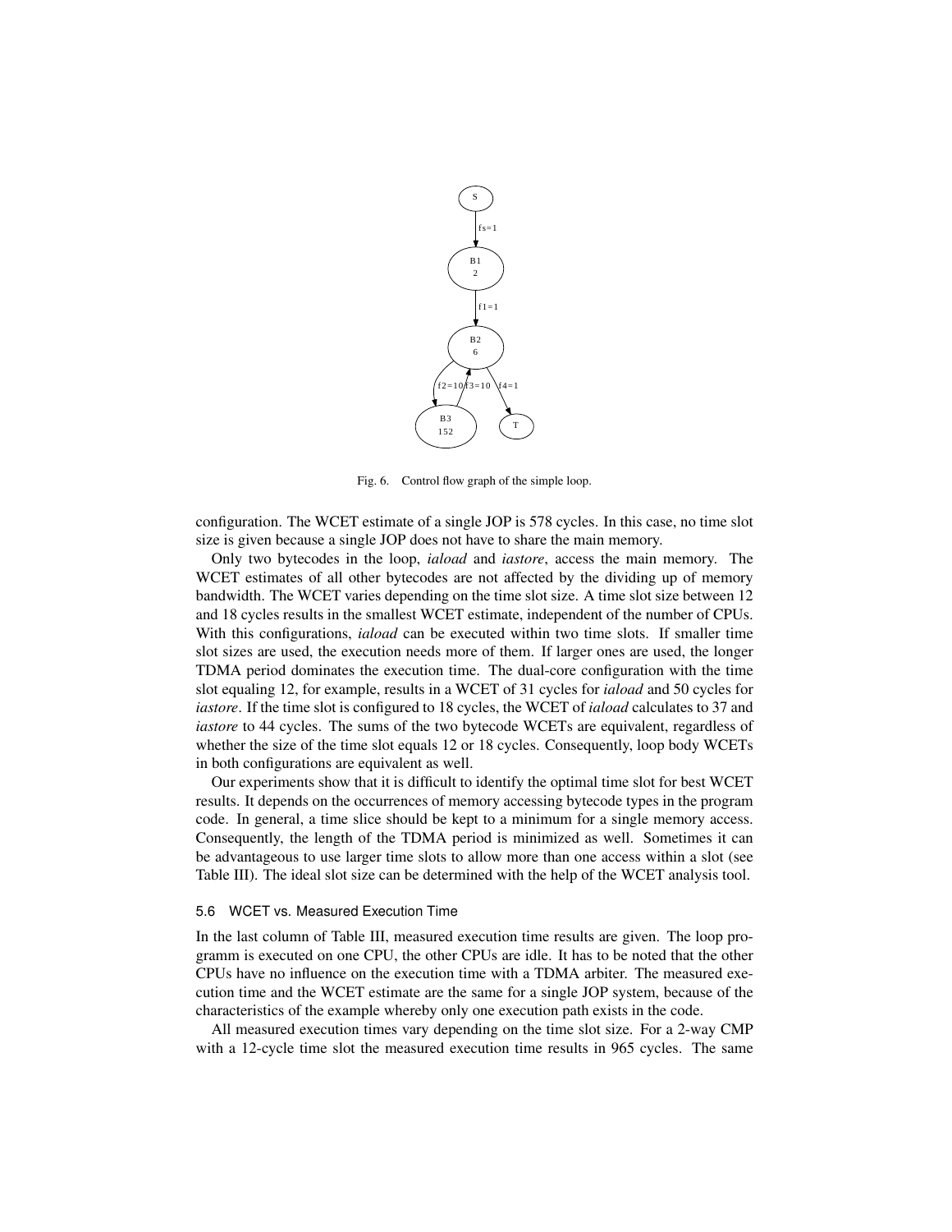S

fs=1

B1
2

f1=1

B2
6

f2=10

f3=10

f4=1

B3
152

T

Fig. 6. Control flow graph of the simple loop.

configuration. The WCET estimate of a single JOP is 578 cycles. In this case, no time slot size is given because a single JOP does not have to share the main memory.

Only two bytecodes in the loop, *iaload* and *iastore*, access the main memory. The WCET estimates of all other bytecodes are not affected by the dividing up of memory bandwidth. The WCET varies depending on the time slot size. A time slot size between 12 and 18 cycles results in the smallest WCET estimate, independent of the number of CPUs. With this configurations, *iaload* can be executed within two time slots. If smaller time slot sizes are used, the execution needs more of them. If larger ones are used, the longer TDMA period dominates the execution time. The dual-core configuration with the time slot equaling 12, for example, results in a WCET of 31 cycles for *iaload* and 50 cycles for *iastore*. If the time slot is configured to 18 cycles, the WCET of *iaload* calculates to 37 and *iastore* to 44 cycles. The sums of the two bytecode WCETs are equivalent, regardless of whether the size of the time slot equals 12 or 18 cycles. Consequently, loop body WCETs in both configurations are equivalent as well.

Our experiments show that it is difficult to identify the optimal time slot for best WCET results. It depends on the occurrences of memory accessing bytecode types in the program code. In general, a time slice should be kept to a minimum for a single memory access. Consequently, the length of the TDMA period is minimized as well. Sometimes it can be advantageous to use larger time slots to allow more than one access within a slot (see Table III). The ideal slot size can be determined with the help of the WCET analysis tool.

### 5.6 WCET vs. Measured Execution Time

In the last column of Table III, measured execution time results are given. The loop programm is executed on one CPU, the other CPUs are idle. It has to be noted that the other CPUs have no influence on the execution time with a TDMA arbiter. The measured execution time and the WCET estimate are the same for a single JOP system, because of the characteristics of the example whereby only one execution path exists in the code.

All measured execution times vary depending on the time slot size. For a 2-way CMP with a 12-cycle time slot the measured execution time results in 965 cycles. The same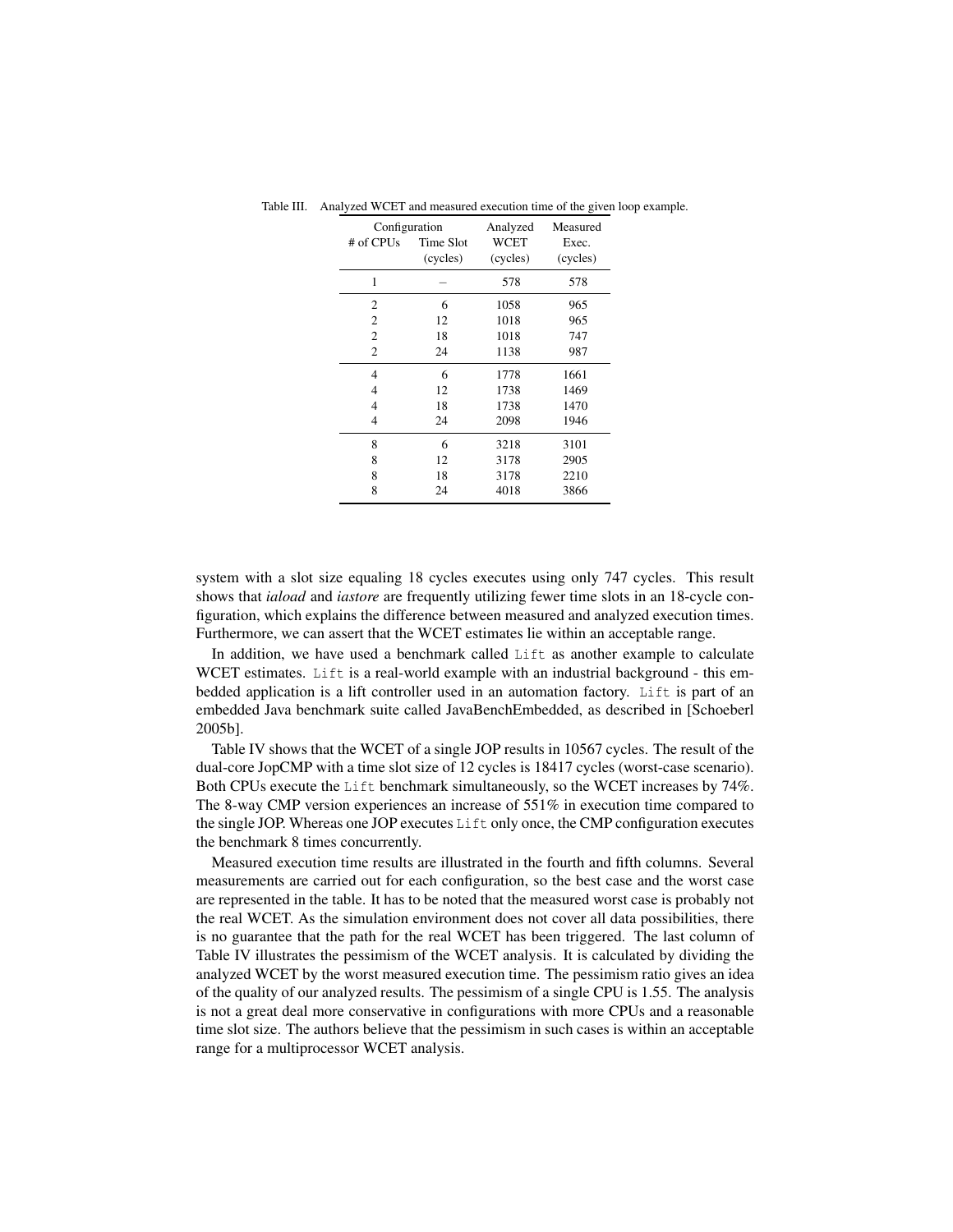Table III. Analyzed WCET and measured execution time of the given loop example.

| Configuration | | Analyzed | Measured |
|---|---|---|---|
| # of CPUs | Time Slot (cycles) | WCET (cycles) | Exec. (cycles) |
| 1 | – | 578 | 578 |
| 2 | 6 | 1058 | 965 |
| 2 | 12 | 1018 | 965 |
| 2 | 18 | 1018 | 747 |
| 2 | 24 | 1138 | 987 |
| 4 | 6 | 1778 | 1661 |
| 4 | 12 | 1738 | 1469 |
| 4 | 18 | 1738 | 1470 |
| 4 | 24 | 2098 | 1946 |
| 8 | 6 | 3218 | 3101 |
| 8 | 12 | 3178 | 2905 |
| 8 | 18 | 3178 | 2210 |
| 8 | 24 | 4018 | 3866 |

system with a slot size equaling 18 cycles executes using only 747 cycles. This result shows that *iaload* and *iastore* are frequently utilizing fewer time slots in an 18-cycle configuration, which explains the difference between measured and analyzed execution times. Furthermore, we can assert that the WCET estimates lie within an acceptable range.

In addition, we have used a benchmark called `Lift` as another example to calculate WCET estimates. `Lift` is a real-world example with an industrial background - this embedded application is a lift controller used in an automation factory. `Lift` is part of an embedded Java benchmark suite called JavaBenchEmbedded, as described in [Schoeberl 2005b].

Table IV shows that the WCET of a single JOP results in 10567 cycles. The result of the dual-core JopCMP with a time slot size of 12 cycles is 18417 cycles (worst-case scenario). Both CPUs execute the `Lift` benchmark simultaneously, so the WCET increases by 74%. The 8-way CMP version experiences an increase of 551% in execution time compared to the single JOP. Whereas one JOP executes `Lift` only once, the CMP configuration executes the benchmark 8 times concurrently.

Measured execution time results are illustrated in the fourth and fifth columns. Several measurements are carried out for each configuration, so the best case and the worst case are represented in the table. It has to be noted that the measured worst case is probably not the real WCET. As the simulation environment does not cover all data possibilities, there is no guarantee that the path for the real WCET has been triggered. The last column of Table IV illustrates the pessimism of the WCET analysis. It is calculated by dividing the analyzed WCET by the worst measured execution time. The pessimism ratio gives an idea of the quality of our analyzed results. The pessimism of a single CPU is 1.55. The analysis is not a great deal more conservative in configurations with more CPUs and a reasonable time slot size. The authors believe that the pessimism in such cases is within an acceptable range for a multiprocessor WCET analysis.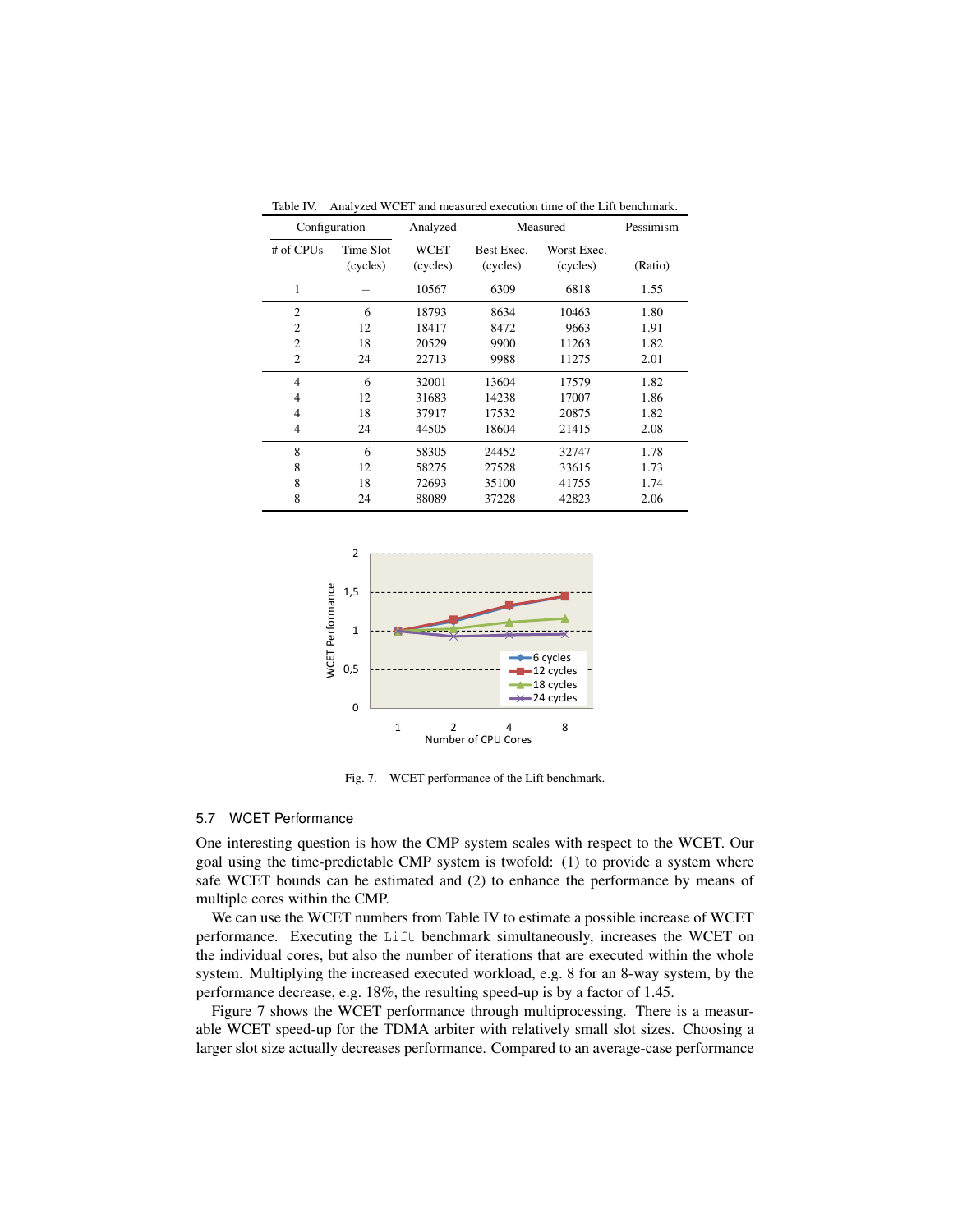Table IV. Analyzed WCET and measured execution time of the Lift benchmark.

| Configuration | | Analyzed | Measured | | Pessimism |
|---|---|---|---|---|---|
| # of CPUs | Time Slot (cycles) | WCET (cycles) | Best Exec. (cycles) | Worst Exec. (cycles) | (Ratio) |
| 1 | – | 10567 | 6309 | 6818 | 1.55 |
| 2 | 6 | 18793 | 8634 | 10463 | 1.80 |
| 2 | 12 | 18417 | 8472 | 9663 | 1.91 |
| 2 | 18 | 20529 | 9900 | 11263 | 1.82 |
| 2 | 24 | 22713 | 9988 | 11275 | 2.01 |
| 4 | 6 | 32001 | 13604 | 17579 | 1.82 |
| 4 | 12 | 31683 | 14238 | 17007 | 1.86 |
| 4 | 18 | 37917 | 17532 | 20875 | 1.82 |
| 4 | 24 | 44505 | 18604 | 21415 | 2.08 |
| 8 | 6 | 58305 | 24452 | 32747 | 1.78 |
| 8 | 12 | 58275 | 27528 | 33615 | 1.73 |
| 8 | 18 | 72693 | 35100 | 41755 | 1.74 |
| 8 | 24 | 88089 | 37228 | 42823 | 2.06 |

WCET Performance

2
1,5
1
0,5
0

1 2 4 8

Number of CPU Cores

6 cycles
12 cycles
18 cycles
24 cycles

Fig. 7. WCET performance of the Lift benchmark.

### 5.7 WCET Performance

One interesting question is how the CMP system scales with respect to the WCET. Our goal using the time-predictable CMP system is twofold: (1) to provide a system where safe WCET bounds can be estimated and (2) to enhance the performance by means of multiple cores within the CMP.

We can use the WCET numbers from Table IV to estimate a possible increase of WCET performance. Executing the `Lift` benchmark simultaneously, increases the WCET on the individual cores, but also the number of iterations that are executed within the whole system. Multiplying the increased executed workload, e.g. 8 for an 8-way system, by the performance decrease, e.g. 18%, the resulting speed-up is by a factor of 1.45.

Figure 7 shows the WCET performance through multiprocessing. There is a measurable WCET speed-up for the TDMA arbiter with relatively small slot sizes. Choosing a larger slot size actually decreases performance. Compared to an average-case performance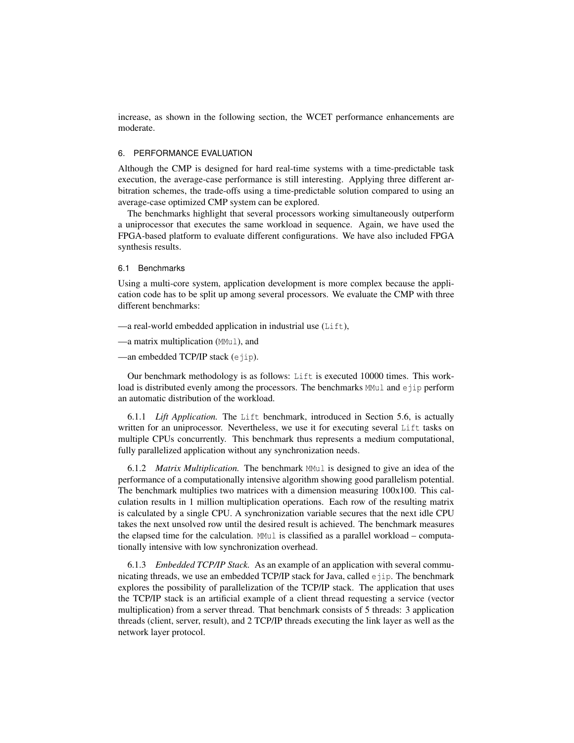increase, as shown in the following section, the WCET performance enhancements are moderate.

## 6. PERFORMANCE EVALUATION

Although the CMP is designed for hard real-time systems with a time-predictable task execution, the average-case performance is still interesting. Applying three different arbitration schemes, the trade-offs using a time-predictable solution compared to using an average-case optimized CMP system can be explored.

The benchmarks highlight that several processors working simultaneously outperform a uniprocessor that executes the same workload in sequence. Again, we have used the FPGA-based platform to evaluate different configurations. We have also included FPGA synthesis results.

### 6.1 Benchmarks

Using a multi-core system, application development is more complex because the application code has to be split up among several processors. We evaluate the CMP with three different benchmarks:

—a real-world embedded application in industrial use (`Lift`),

—a matrix multiplication (`MMul`), and

—an embedded TCP/IP stack (`ejip`).

Our benchmark methodology is as follows: `Lift` is executed 10000 times. This workload is distributed evenly among the processors. The benchmarks `MMul` and `ejip` perform an automatic distribution of the workload.

6.1.1 *Lift Application.* The `Lift` benchmark, introduced in Section 5.6, is actually written for an uniprocessor. Nevertheless, we use it for executing several `Lift` tasks on multiple CPUs concurrently. This benchmark thus represents a medium computational, fully parallelized application without any synchronization needs.

6.1.2 *Matrix Multiplication.* The benchmark `MMul` is designed to give an idea of the performance of a computationally intensive algorithm showing good parallelism potential. The benchmark multiplies two matrices with a dimension measuring 100x100. This calculation results in 1 million multiplication operations. Each row of the resulting matrix is calculated by a single CPU. A synchronization variable secures that the next idle CPU takes the next unsolved row until the desired result is achieved. The benchmark measures the elapsed time for the calculation. `MMul` is classified as a parallel workload – computationally intensive with low synchronization overhead.

6.1.3 *Embedded TCP/IP Stack.* As an example of an application with several communicating threads, we use an embedded TCP/IP stack for Java, called `ejip`. The benchmark explores the possibility of parallelization of the TCP/IP stack. The application that uses the TCP/IP stack is an artificial example of a client thread requesting a service (vector multiplication) from a server thread. That benchmark consists of 5 threads: 3 application threads (client, server, result), and 2 TCP/IP threads executing the link layer as well as the network layer protocol.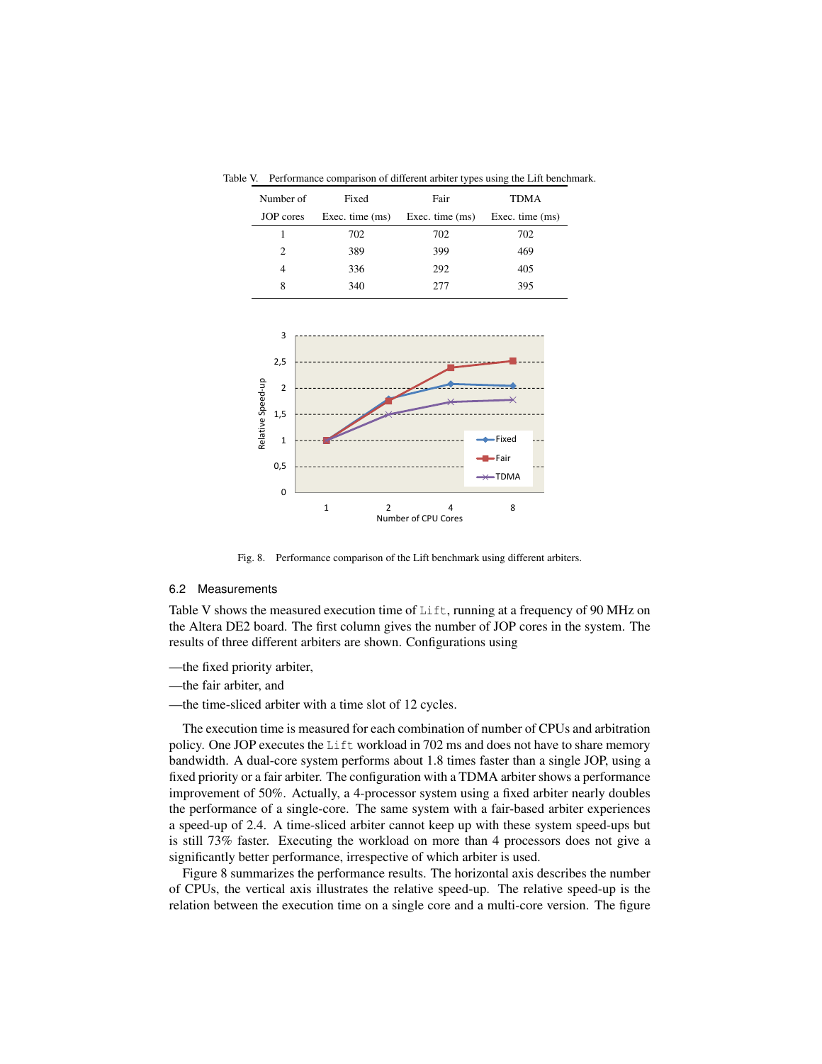Table V. Performance comparison of different arbiter types using the Lift benchmark.

| Number of JOP cores | Fixed Exec. time (ms) | Fair Exec. time (ms) | TDMA Exec. time (ms) |
|---|---|---|---|
| 1 | 702 | 702 | 702 |
| 2 | 389 | 399 | 469 |
| 4 | 336 | 292 | 405 |
| 8 | 340 | 277 | 395 |

Relative Speed-up

3
2,5
2
1,5
1
0,5
0

1
2
4
8

Number of CPU Cores

Fixed
Fair
TDMA

Fig. 8. Performance comparison of the Lift benchmark using different arbiters.

### 6.2 Measurements

Table V shows the measured execution time of `Lift`, running at a frequency of 90 MHz on the Altera DE2 board. The first column gives the number of JOP cores in the system. The results of three different arbiters are shown. Configurations using

—the fixed priority arbiter,

—the fair arbiter, and

—the time-sliced arbiter with a time slot of 12 cycles.

The execution time is measured for each combination of number of CPUs and arbitration policy. One JOP executes the `Lift` workload in 702 ms and does not have to share memory bandwidth. A dual-core system performs about 1.8 times faster than a single JOP, using a fixed priority or a fair arbiter. The configuration with a TDMA arbiter shows a performance improvement of 50%. Actually, a 4-processor system using a fixed arbiter nearly doubles the performance of a single-core. The same system with a fair-based arbiter experiences a speed-up of 2.4. A time-sliced arbiter cannot keep up with these system speed-ups but is still 73% faster. Executing the workload on more than 4 processors does not give a significantly better performance, irrespective of which arbiter is used.

Figure 8 summarizes the performance results. The horizontal axis describes the number of CPUs, the vertical axis illustrates the relative speed-up. The relative speed-up is the relation between the execution time on a single core and a multi-core version. The figure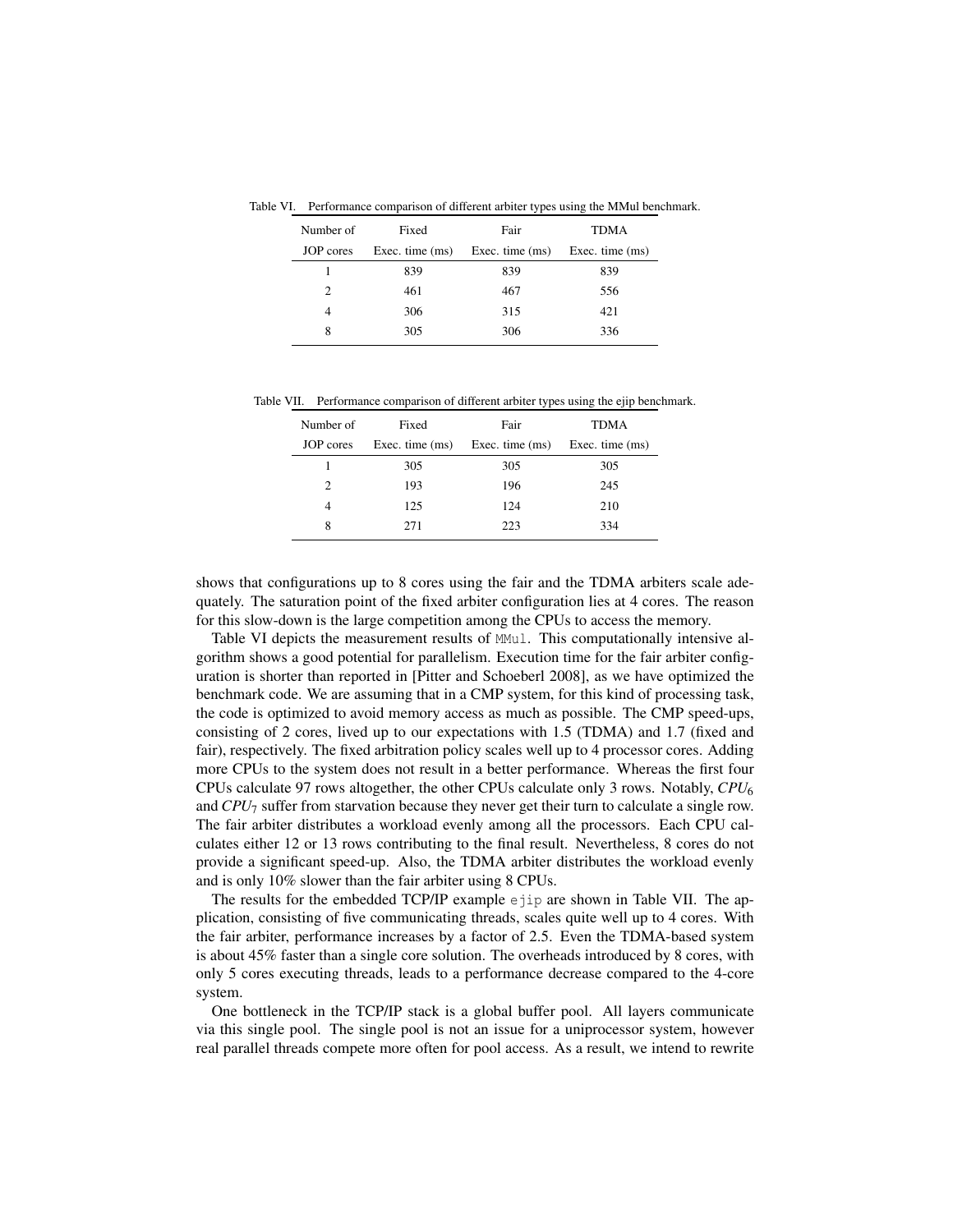Table VI. Performance comparison of different arbiter types using the MMul benchmark.

| Number of JOP cores | Fixed Exec. time (ms) | Fair Exec. time (ms) | TDMA Exec. time (ms) |
|---|---|---|---|
| 1 | 839 | 839 | 839 |
| 2 | 461 | 467 | 556 |
| 4 | 306 | 315 | 421 |
| 8 | 305 | 306 | 336 |

Table VII. Performance comparison of different arbiter types using the ejip benchmark.

| Number of JOP cores | Fixed Exec. time (ms) | Fair Exec. time (ms) | TDMA Exec. time (ms) |
|---|---|---|---|
| 1 | 305 | 305 | 305 |
| 2 | 193 | 196 | 245 |
| 4 | 125 | 124 | 210 |
| 8 | 271 | 223 | 334 |

shows that configurations up to 8 cores using the fair and the TDMA arbiters scale adequately. The saturation point of the fixed arbiter configuration lies at 4 cores. The reason for this slow-down is the large competition among the CPUs to access the memory.

Table VI depicts the measurement results of MMul. This computationally intensive algorithm shows a good potential for parallelism. Execution time for the fair arbiter configuration is shorter than reported in [Pitter and Schoeberl 2008], as we have optimized the benchmark code. We are assuming that in a CMP system, for this kind of processing task, the code is optimized to avoid memory access as much as possible. The CMP speed-ups, consisting of 2 cores, lived up to our expectations with 1.5 (TDMA) and 1.7 (fixed and fair), respectively. The fixed arbitration policy scales well up to 4 processor cores. Adding more CPUs to the system does not result in a better performance. Whereas the first four CPUs calculate 97 rows altogether, the other CPUs calculate only 3 rows. Notably, $CPU_6$ and $CPU_7$ suffer from starvation because they never get their turn to calculate a single row. The fair arbiter distributes a workload evenly among all the processors. Each CPU calculates either 12 or 13 rows contributing to the final result. Nevertheless, 8 cores do not provide a significant speed-up. Also, the TDMA arbiter distributes the workload evenly and is only 10% slower than the fair arbiter using 8 CPUs.

The results for the embedded TCP/IP example ejip are shown in Table VII. The application, consisting of five communicating threads, scales quite well up to 4 cores. With the fair arbiter, performance increases by a factor of 2.5. Even the TDMA-based system is about 45% faster than a single core solution. The overheads introduced by 8 cores, with only 5 cores executing threads, leads to a performance decrease compared to the 4-core system.

One bottleneck in the TCP/IP stack is a global buffer pool. All layers communicate via this single pool. The single pool is not an issue for a uniprocessor system, however real parallel threads compete more often for pool access. As a result, we intend to rewrite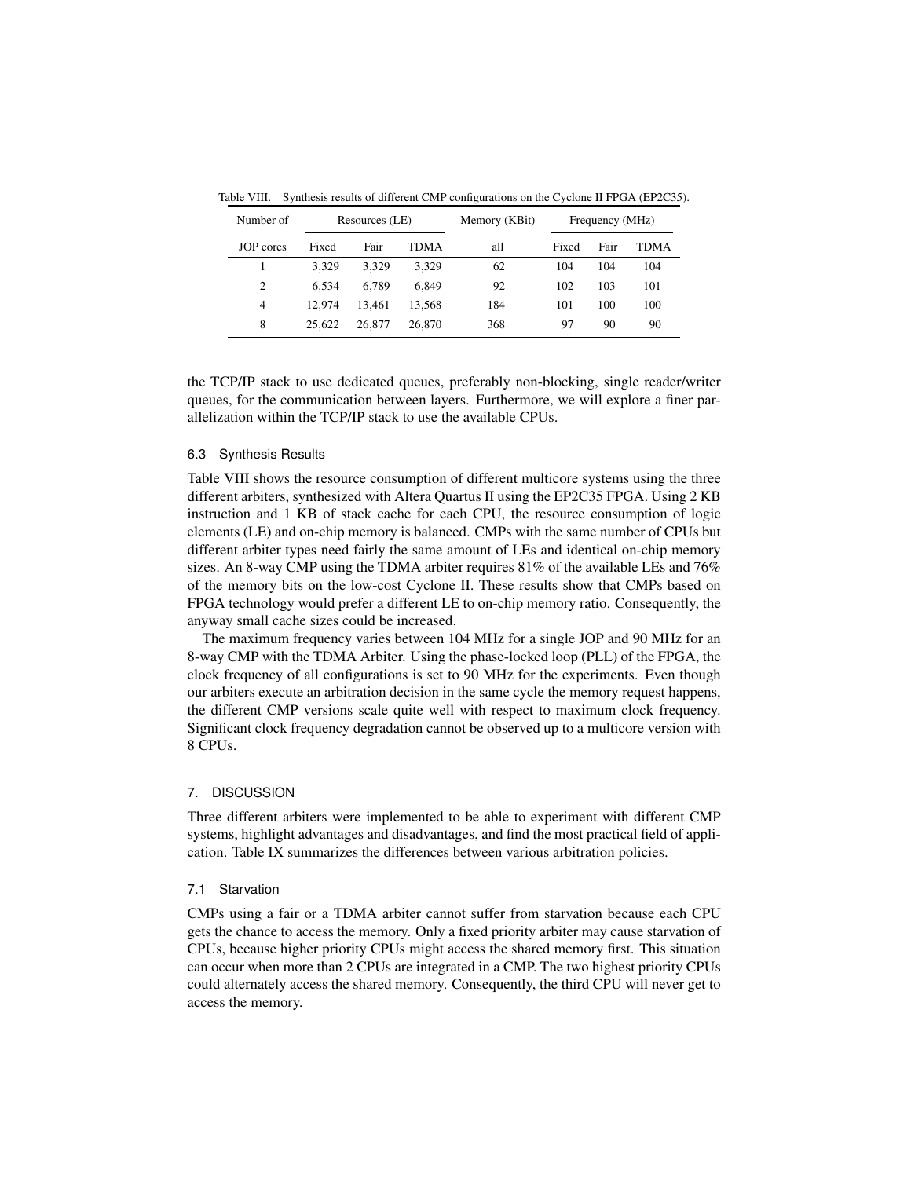Table VIII. Synthesis results of different CMP configurations on the Cyclone II FPGA (EP2C35).

| Number of | Resources (LE) | | | Memory (KBit) | Frequency (MHz) | | |
|---|---|---|---|---|---|---|---|
| JOP cores | Fixed | Fair | TDMA | all | Fixed | Fair | TDMA |
| 1 | 3,329 | 3,329 | 3,329 | 62 | 104 | 104 | 104 |
| 2 | 6,534 | 6,789 | 6,849 | 92 | 102 | 103 | 101 |
| 4 | 12,974 | 13,461 | 13,568 | 184 | 101 | 100 | 100 |
| 8 | 25,622 | 26,877 | 26,870 | 368 | 97 | 90 | 90 |

the TCP/IP stack to use dedicated queues, preferably non-blocking, single reader/writer queues, for the communication between layers. Furthermore, we will explore a finer parallelization within the TCP/IP stack to use the available CPUs.

### 6.3 Synthesis Results

Table VIII shows the resource consumption of different multicore systems using the three different arbiters, synthesized with Altera Quartus II using the EP2C35 FPGA. Using 2 KB instruction and 1 KB of stack cache for each CPU, the resource consumption of logic elements (LE) and on-chip memory is balanced. CMPs with the same number of CPUs but different arbiter types need fairly the same amount of LEs and identical on-chip memory sizes. An 8-way CMP using the TDMA arbiter requires 81% of the available LEs and 76% of the memory bits on the low-cost Cyclone II. These results show that CMPs based on FPGA technology would prefer a different LE to on-chip memory ratio. Consequently, the anyway small cache sizes could be increased.

The maximum frequency varies between 104 MHz for a single JOP and 90 MHz for an 8-way CMP with the TDMA Arbiter. Using the phase-locked loop (PLL) of the FPGA, the clock frequency of all configurations is set to 90 MHz for the experiments. Even though our arbiters execute an arbitration decision in the same cycle the memory request happens, the different CMP versions scale quite well with respect to maximum clock frequency. Significant clock frequency degradation cannot be observed up to a multicore version with 8 CPUs.

## 7. DISCUSSION

Three different arbiters were implemented to be able to experiment with different CMP systems, highlight advantages and disadvantages, and find the most practical field of application. Table IX summarizes the differences between various arbitration policies.

### 7.1 Starvation

CMPs using a fair or a TDMA arbiter cannot suffer from starvation because each CPU gets the chance to access the memory. Only a fixed priority arbiter may cause starvation of CPUs, because higher priority CPUs might access the shared memory first. This situation can occur when more than 2 CPUs are integrated in a CMP. The two highest priority CPUs could alternately access the shared memory. Consequently, the third CPU will never get to access the memory.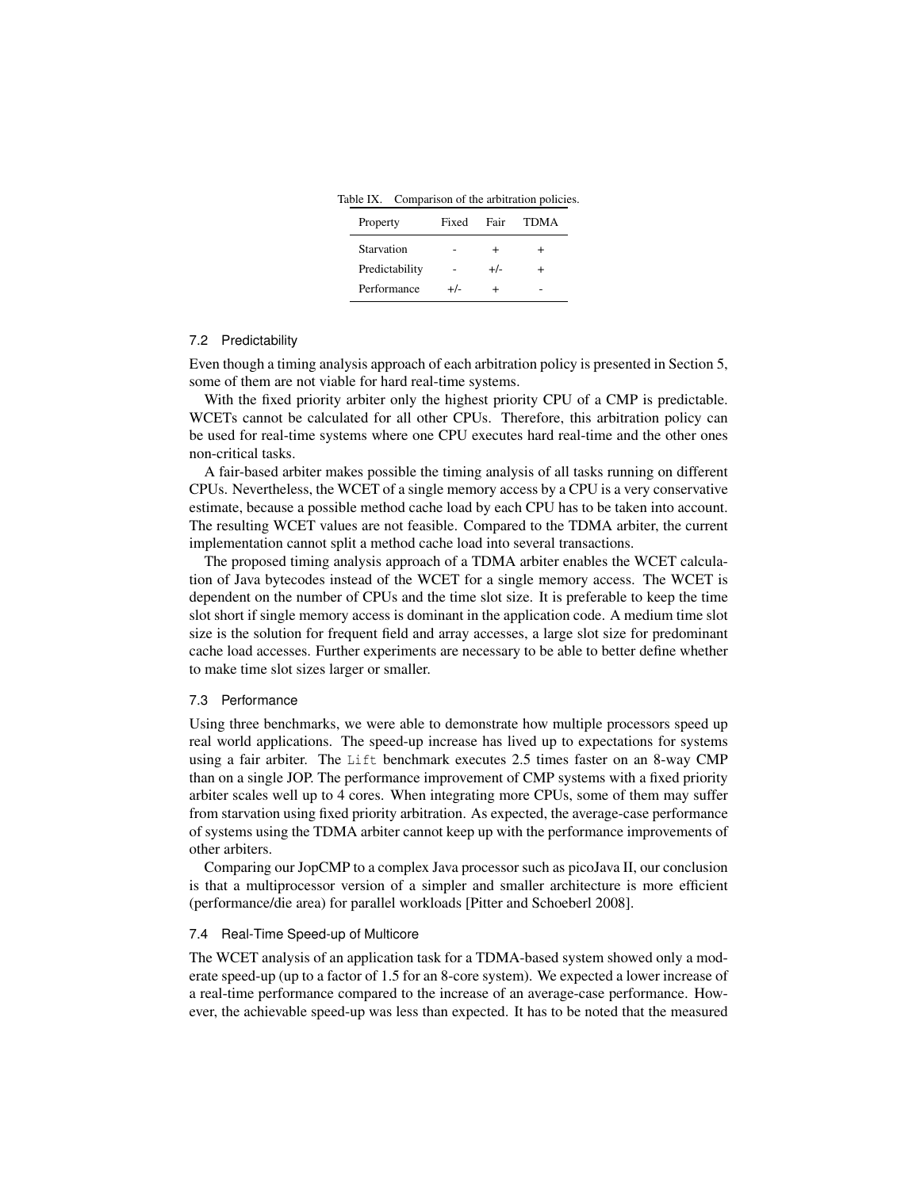Table IX. Comparison of the arbitration policies.

| Property | Fixed | Fair | TDMA |
| --- | --- | --- | --- |
| Starvation | - | + | + |
| Predictability | - | +/- | + |
| Performance | +/- | + | - |

### 7.2 Predictability

Even though a timing analysis approach of each arbitration policy is presented in Section 5, some of them are not viable for hard real-time systems.

With the fixed priority arbiter only the highest priority CPU of a CMP is predictable. WCETs cannot be calculated for all other CPUs. Therefore, this arbitration policy can be used for real-time systems where one CPU executes hard real-time and the other ones non-critical tasks.

A fair-based arbiter makes possible the timing analysis of all tasks running on different CPUs. Nevertheless, the WCET of a single memory access by a CPU is a very conservative estimate, because a possible method cache load by each CPU has to be taken into account. The resulting WCET values are not feasible. Compared to the TDMA arbiter, the current implementation cannot split a method cache load into several transactions.

The proposed timing analysis approach of a TDMA arbiter enables the WCET calculation of Java bytecodes instead of the WCET for a single memory access. The WCET is dependent on the number of CPUs and the time slot size. It is preferable to keep the time slot short if single memory access is dominant in the application code. A medium time slot size is the solution for frequent field and array accesses, a large slot size for predominant cache load accesses. Further experiments are necessary to be able to better define whether to make time slot sizes larger or smaller.

### 7.3 Performance

Using three benchmarks, we were able to demonstrate how multiple processors speed up real world applications. The speed-up increase has lived up to expectations for systems using a fair arbiter. The `Lift` benchmark executes 2.5 times faster on an 8-way CMP than on a single JOP. The performance improvement of CMP systems with a fixed priority arbiter scales well up to 4 cores. When integrating more CPUs, some of them may suffer from starvation using fixed priority arbitration. As expected, the average-case performance of systems using the TDMA arbiter cannot keep up with the performance improvements of other arbiters.

Comparing our JopCMP to a complex Java processor such as picoJava II, our conclusion is that a multiprocessor version of a simpler and smaller architecture is more efficient (performance/die area) for parallel workloads [Pitter and Schoeberl 2008].

### 7.4 Real-Time Speed-up of Multicore

The WCET analysis of an application task for a TDMA-based system showed only a moderate speed-up (up to a factor of 1.5 for an 8-core system). We expected a lower increase of a real-time performance compared to the increase of an average-case performance. However, the achievable speed-up was less than expected. It has to be noted that the measured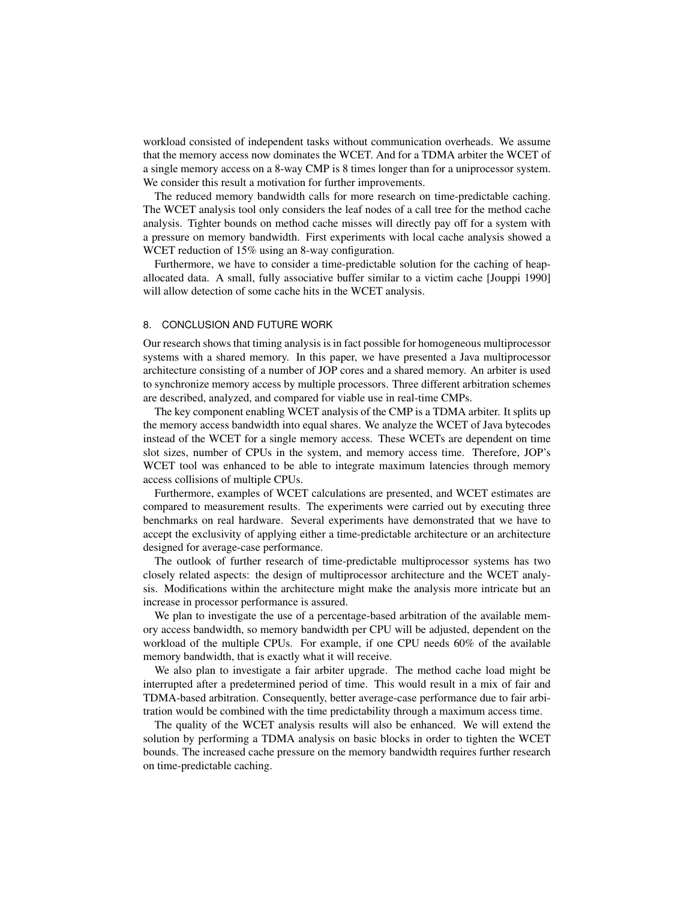workload consisted of independent tasks without communication overheads. We assume that the memory access now dominates the WCET. And for a TDMA arbiter the WCET of a single memory access on a 8-way CMP is 8 times longer than for a uniprocessor system. We consider this result a motivation for further improvements.

The reduced memory bandwidth calls for more research on time-predictable caching. The WCET analysis tool only considers the leaf nodes of a call tree for the method cache analysis. Tighter bounds on method cache misses will directly pay off for a system with a pressure on memory bandwidth. First experiments with local cache analysis showed a WCET reduction of 15% using an 8-way configuration.

Furthermore, we have to consider a time-predictable solution for the caching of heap-allocated data. A small, fully associative buffer similar to a victim cache [Jouppi 1990] will allow detection of some cache hits in the WCET analysis.

## 8. CONCLUSION AND FUTURE WORK

Our research shows that timing analysis is in fact possible for homogeneous multiprocessor systems with a shared memory. In this paper, we have presented a Java multiprocessor architecture consisting of a number of JOP cores and a shared memory. An arbiter is used to synchronize memory access by multiple processors. Three different arbitration schemes are described, analyzed, and compared for viable use in real-time CMPs.

The key component enabling WCET analysis of the CMP is a TDMA arbiter. It splits up the memory access bandwidth into equal shares. We analyze the WCET of Java bytecodes instead of the WCET for a single memory access. These WCETs are dependent on time slot sizes, number of CPUs in the system, and memory access time. Therefore, JOP's WCET tool was enhanced to be able to integrate maximum latencies through memory access collisions of multiple CPUs.

Furthermore, examples of WCET calculations are presented, and WCET estimates are compared to measurement results. The experiments were carried out by executing three benchmarks on real hardware. Several experiments have demonstrated that we have to accept the exclusivity of applying either a time-predictable architecture or an architecture designed for average-case performance.

The outlook of further research of time-predictable multiprocessor systems has two closely related aspects: the design of multiprocessor architecture and the WCET analysis. Modifications within the architecture might make the analysis more intricate but an increase in processor performance is assured.

We plan to investigate the use of a percentage-based arbitration of the available memory access bandwidth, so memory bandwidth per CPU will be adjusted, dependent on the workload of the multiple CPUs. For example, if one CPU needs 60% of the available memory bandwidth, that is exactly what it will receive.

We also plan to investigate a fair arbiter upgrade. The method cache load might be interrupted after a predetermined period of time. This would result in a mix of fair and TDMA-based arbitration. Consequently, better average-case performance due to fair arbitration would be combined with the time predictability through a maximum access time.

The quality of the WCET analysis results will also be enhanced. We will extend the solution by performing a TDMA analysis on basic blocks in order to tighten the WCET bounds. The increased cache pressure on the memory bandwidth requires further research on time-predictable caching.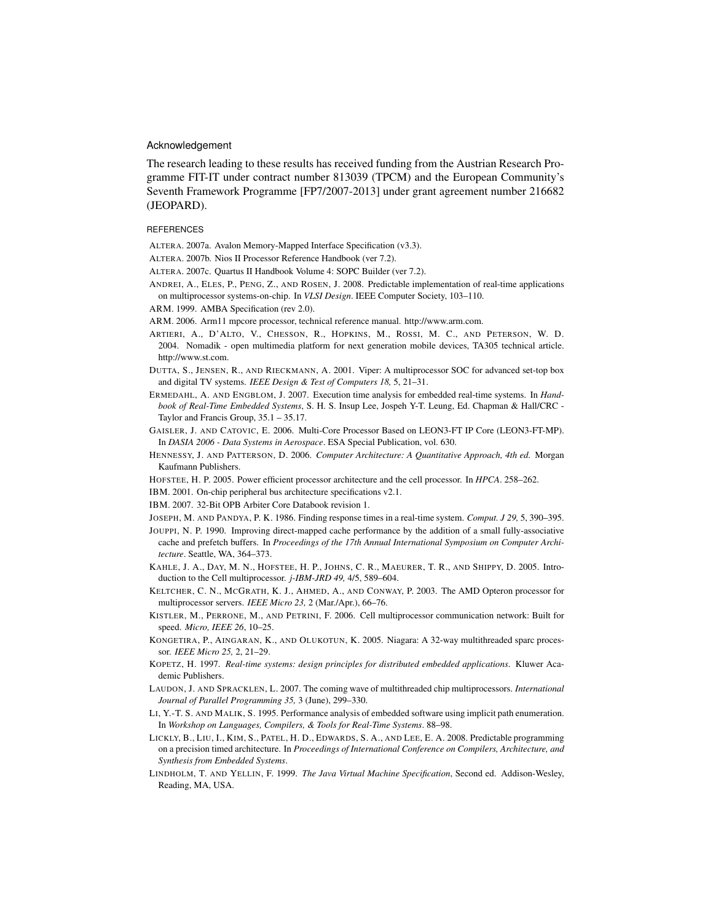## Acknowledgement

The research leading to these results has received funding from the Austrian Research Programme FIT-IT under contract number 813039 (TPCM) and the European Community's Seventh Framework Programme [FP7/2007-2013] under grant agreement number 216682 (JEOPARD).

## REFERENCES

ALTERA. 2007a. Avalon Memory-Mapped Interface Specification (v3.3).

ALTERA. 2007b. Nios II Processor Reference Handbook (ver 7.2).

ALTERA. 2007c. Quartus II Handbook Volume 4: SOPC Builder (ver 7.2).

ANDREI, A., ELES, P., PENG, Z., AND ROSEN, J. 2008. Predictable implementation of real-time applications on multiprocessor systems-on-chip. In *VLSI Design*. IEEE Computer Society, 103–110.

ARM. 1999. AMBA Specification (rev 2.0).

ARM. 2006. Arm11 mpcore processor, technical reference manual. http://www.arm.com.

ARTIERI, A., D'ALTO, V., CHESSON, R., HOPKINS, M., ROSSI, M. C., AND PETERSON, W. D. 2004. Nomadik - open multimedia platform for next generation mobile devices, TA305 technical article. http://www.st.com.

DUTTA, S., JENSEN, R., AND RIECKMANN, A. 2001. Viper: A multiprocessor SOC for advanced set-top box and digital TV systems. *IEEE Design & Test of Computers 18,* 5, 21–31.

ERMEDAHL, A. AND ENGBLOM, J. 2007. Execution time analysis for embedded real-time systems. In *Handbook of Real-Time Embedded Systems*, S. H. S. Insup Lee, Jospeh Y-T. Leung, Ed. Chapman & Hall/CRC - Taylor and Francis Group, 35.1 – 35.17.

GAISLER, J. AND CATOVIC, E. 2006. Multi-Core Processor Based on LEON3-FT IP Core (LEON3-FT-MP). In *DASIA 2006 - Data Systems in Aerospace*. ESA Special Publication, vol. 630.

HENNESSY, J. AND PATTERSON, D. 2006. *Computer Architecture: A Quantitative Approach, 4th ed.* Morgan Kaufmann Publishers.

HOFSTEE, H. P. 2005. Power efficient processor architecture and the cell processor. In *HPCA*. 258–262.

IBM. 2001. On-chip peripheral bus architecture specifications v2.1.

IBM. 2007. 32-Bit OPB Arbiter Core Databook revision 1.

JOSEPH, M. AND PANDYA, P. K. 1986. Finding response times in a real-time system. *Comput. J 29,* 5, 390–395.

JOUPPI, N. P. 1990. Improving direct-mapped cache performance by the addition of a small fully-associative cache and prefetch buffers. In *Proceedings of the 17th Annual International Symposium on Computer Architecture*. Seattle, WA, 364–373.

KAHLE, J. A., DAY, M. N., HOFSTEE, H. P., JOHNS, C. R., MAEURER, T. R., AND SHIPPY, D. 2005. Introduction to the Cell multiprocessor. *j-IBM-JRD 49,* 4/5, 589–604.

KELTCHER, C. N., MCGRATH, K. J., AHMED, A., AND CONWAY, P. 2003. The AMD Opteron processor for multiprocessor servers. *IEEE Micro 23,* 2 (Mar./Apr.), 66–76.

KISTLER, M., PERRONE, M., AND PETRINI, F. 2006. Cell multiprocessor communication network: Built for speed. *Micro, IEEE 26*, 10–25.

KONGETIRA, P., AINGARAN, K., AND OLUKOTUN, K. 2005. Niagara: A 32-way multithreaded sparc processor. *IEEE Micro 25,* 2, 21–29.

KOPETZ, H. 1997. *Real-time systems: design principles for distributed embedded applications*. Kluwer Academic Publishers.

LAUDON, J. AND SPRACKLEN, L. 2007. The coming wave of multithreaded chip multiprocessors. *International Journal of Parallel Programming 35,* 3 (June), 299–330.

LI, Y.-T. S. AND MALIK, S. 1995. Performance analysis of embedded software using implicit path enumeration. In *Workshop on Languages, Compilers, & Tools for Real-Time Systems*. 88–98.

LICKLY, B., LIU, I., KIM, S., PATEL, H. D., EDWARDS, S. A., AND LEE, E. A. 2008. Predictable programming on a precision timed architecture. In *Proceedings of International Conference on Compilers, Architecture, and Synthesis from Embedded Systems*.

LINDHOLM, T. AND YELLIN, F. 1999. *The Java Virtual Machine Specification*, Second ed. Addison-Wesley, Reading, MA, USA.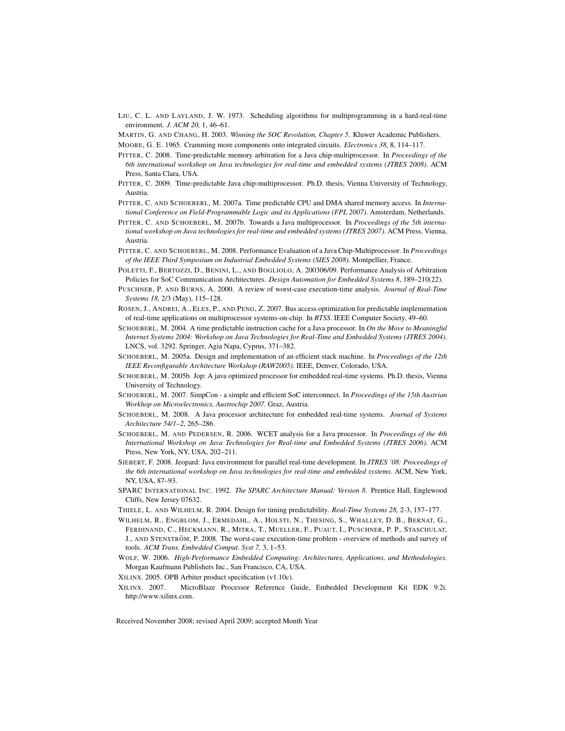LIU, C. L. AND LAYLAND, J. W. 1973. Scheduling algorithms for multiprogramming in a hard-real-time environment. *J. ACM 20,* 1, 46–61.

MARTIN, G. AND CHANG, H. 2003. *Winning the SOC Revolution, Chapter 5.* Kluwer Academic Publishers.

MOORE, G. E. 1965. Cramming more components onto integrated circuits. *Electronics 38,* 8, 114–117.

PITTER, C. 2008. Time-predictable memory arbitration for a Java chip-multiprocessor. In *Proceedings of the 6th international workshop on Java technologies for real-time and embedded systems (JTRES 2008)*. ACM Press, Santa Clara, USA.

PITTER, C. 2009. Time-predictable Java chip-multiprocessor. Ph.D. thesis, Vienna University of Technology, Austria.

PITTER, C. AND SCHOEBERL, M. 2007a. Time predictable CPU and DMA shared memory access. In *International Conference on Field-Programmable Logic and its Applications (FPL 2007)*. Amsterdam, Netherlands.

PITTER, C. AND SCHOEBERL, M. 2007b. Towards a Java multiprocessor. In *Proceedings of the 5th international workshop on Java technologies for real-time and embedded systems (JTRES 2007)*. ACM Press, Vienna, Austria.

PITTER, C. AND SCHOEBERL, M. 2008. Performance Evaluation of a Java Chip-Multiprocessor. In *Proceedings of the IEEE Third Symposium on Industrial Embedded Systems (SIES 2008)*. Montpellier, France.

POLETTI, F., BERTOZZI, D., BENINI, L., AND BOGLIOLO, A. 200306/09. Performance Analysis of Arbitration Policies for SoC Communication Architectures. *Design Automation for Embedded Systems 8*, 189–210(22).

PUSCHNER, P. AND BURNS, A. 2000. A review of worst-case execution-time analysis. *Journal of Real-Time Systems 18,* 2/3 (May), 115–128.

ROSEN, J., ANDREI, A., ELES, P., AND PENG, Z. 2007. Bus access optimization for predictable implementation of real-time applications on multiprocessor systems-on-chip. In *RTSS*. IEEE Computer Society, 49–60.

SCHOEBERL, M. 2004. A time predictable instruction cache for a Java processor. In *On the Move to Meaningful Internet Systems 2004: Workshop on Java Technologies for Real-Time and Embedded Systems (JTRES 2004)*. LNCS, vol. 3292. Springer, Agia Napa, Cyprus, 371–382.

SCHOEBERL, M. 2005a. Design and implementation of an efficient stack machine. In *Proceedings of the 12th IEEE Reconfigurable Architecture Workshop (RAW2005)*. IEEE, Denver, Colorado, USA.

SCHOEBERL, M. 2005b. Jop: A java optimized processor for embedded real-time systems. Ph.D. thesis, Vienna University of Technology.

SCHOEBERL, M. 2007. SimpCon - a simple and efficient SoC interconnect. In *Proceedings of the 15th Austrian Workhop on Microelectronics, Austrochip 2007*. Graz, Austria.

SCHOEBERL, M. 2008. A Java processor architecture for embedded real-time systems. *Journal of Systems Architecture 54/1–2*, 265–286.

SCHOEBERL, M. AND PEDERSEN, R. 2006. WCET analysis for a Java processor. In *Proceedings of the 4th International Workshop on Java Technologies for Real-time and Embedded Systems (JTRES 2006)*. ACM Press, New York, NY, USA, 202–211.

SIEBERT, F. 2008. Jeopard: Java environment for parallel real-time development. In *JTRES '08: Proceedings of the 6th international workshop on Java technologies for real-time and embedded systems*. ACM, New York, NY, USA, 87–93.

SPARC INTERNATIONAL INC. 1992. *The SPARC Architecture Manual: Version 8*. Prentice Hall, Englewood Cliffs, New Jersey 07632.

THIELE, L. AND WILHELM, R. 2004. Design for timing predictability. *Real-Time Systems 28,* 2-3, 157–177.

WILHELM, R., ENGBLOM, J., ERMEDAHL, A., HOLSTI, N., THESING, S., WHALLEY, D. B., BERNAT, G., FERDINAND, C., HECKMANN, R., MITRA, T., MUELLER, F., PUAUT, I., PUSCHNER, P. P., STASCHULAT, J., AND STENSTRÖM, P. 2008. The worst-case execution-time problem - overview of methods and survey of tools. *ACM Trans. Embedded Comput. Syst 7,* 3, 1–53.

WOLF, W. 2006. *High-Performance Embedded Computing: Architectures, Applications, and Methodologies*. Morgan Kaufmann Publishers Inc., San Francisco, CA, USA.

XILINX. 2005. OPB Arbiter product specification (v1.10c).

XILINX. 2007. MicroBlaze Processor Reference Guide, Embedded Development Kit EDK 9.2i. http://www.xilinx.com.

Received November 2008; revised April 2009; accepted Month Year